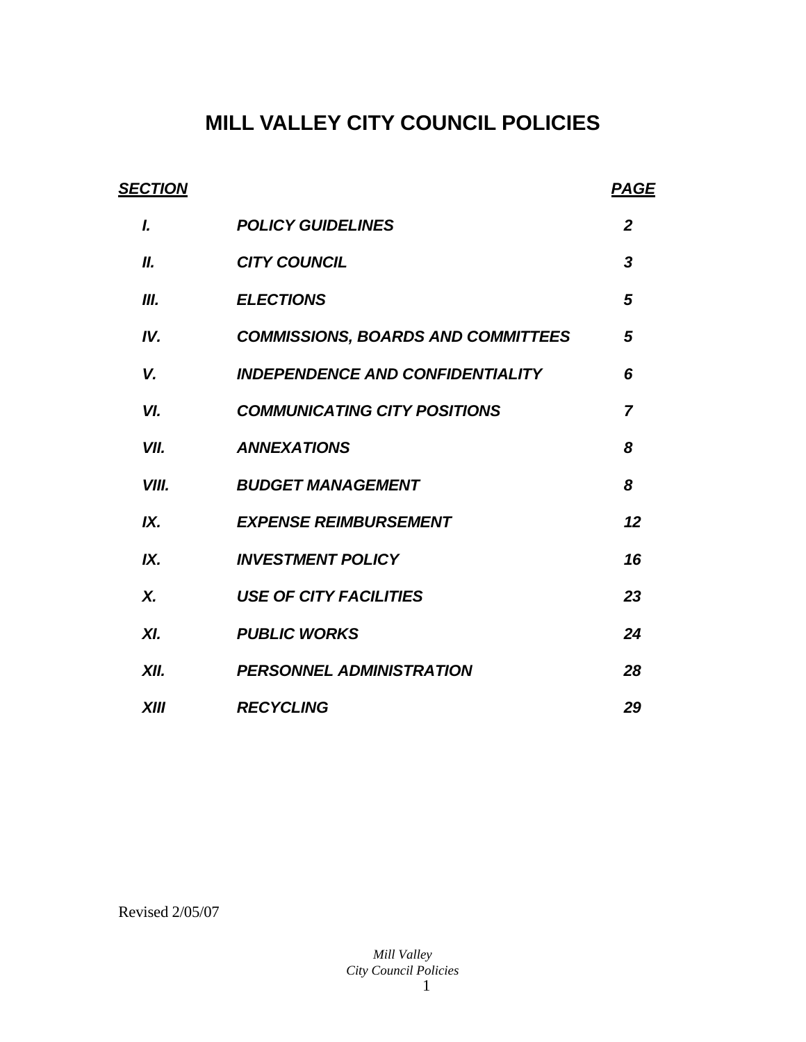# MILL VALLEY CITY COUNCIL POLICIES

| ***SECTION*** | | ***PAGE*** |
|---|---|---|
| ***I.*** | ***POLICY GUIDELINES*** | ***2*** |
| ***II.*** | ***CITY COUNCIL*** | ***3*** |
| ***III.*** | ***ELECTIONS*** | ***5*** |
| ***IV.*** | ***COMMISSIONS, BOARDS AND COMMITTEES*** | ***5*** |
| ***V.*** | ***INDEPENDENCE AND CONFIDENTIALITY*** | ***6*** |
| ***VI.*** | ***COMMUNICATING CITY POSITIONS*** | ***7*** |
| ***VII.*** | ***ANNEXATIONS*** | ***8*** |
| ***VIII.*** | ***BUDGET MANAGEMENT*** | ***8*** |
| ***IX.*** | ***EXPENSE REIMBURSEMENT*** | ***12*** |
| ***IX.*** | ***INVESTMENT POLICY*** | ***16*** |
| ***X.*** | ***USE OF CITY FACILITIES*** | ***23*** |
| ***XI.*** | ***PUBLIC WORKS*** | ***24*** |
| ***XII.*** | ***PERSONNEL ADMINISTRATION*** | ***28*** |
| ***XIII*** | ***RECYCLING*** | ***29*** |

Revised 2/05/07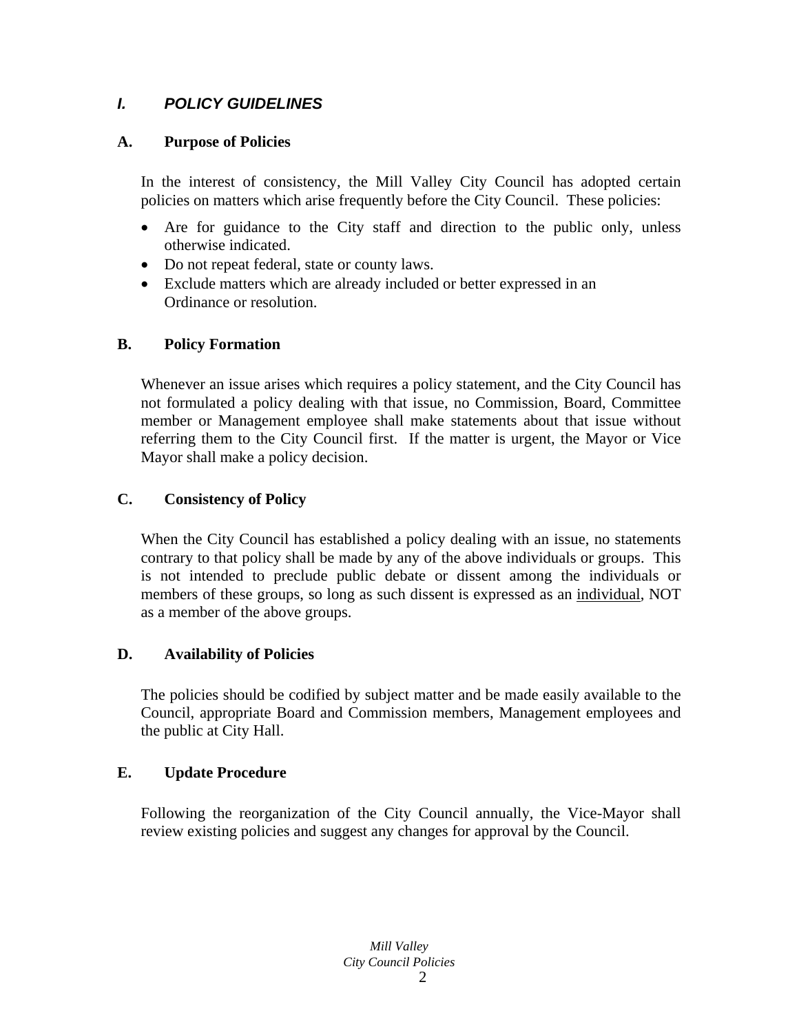# *I. POLICY GUIDELINES*

## A. Purpose of Policies

In the interest of consistency, the Mill Valley City Council has adopted certain policies on matters which arise frequently before the City Council. These policies:

- Are for guidance to the City staff and direction to the public only, unless otherwise indicated.
- Do not repeat federal, state or county laws.
- Exclude matters which are already included or better expressed in an Ordinance or resolution.

## B. Policy Formation

Whenever an issue arises which requires a policy statement, and the City Council has not formulated a policy dealing with that issue, no Commission, Board, Committee member or Management employee shall make statements about that issue without referring them to the City Council first. If the matter is urgent, the Mayor or Vice Mayor shall make a policy decision.

## C. Consistency of Policy

When the City Council has established a policy dealing with an issue, no statements contrary to that policy shall be made by any of the above individuals or groups. This is not intended to preclude public debate or dissent among the individuals or members of these groups, so long as such dissent is expressed as an <u>individual</u>, NOT as a member of the above groups.

## D. Availability of Policies

The policies should be codified by subject matter and be made easily available to the Council, appropriate Board and Commission members, Management employees and the public at City Hall.

## E. Update Procedure

Following the reorganization of the City Council annually, the Vice-Mayor shall review existing policies and suggest any changes for approval by the Council.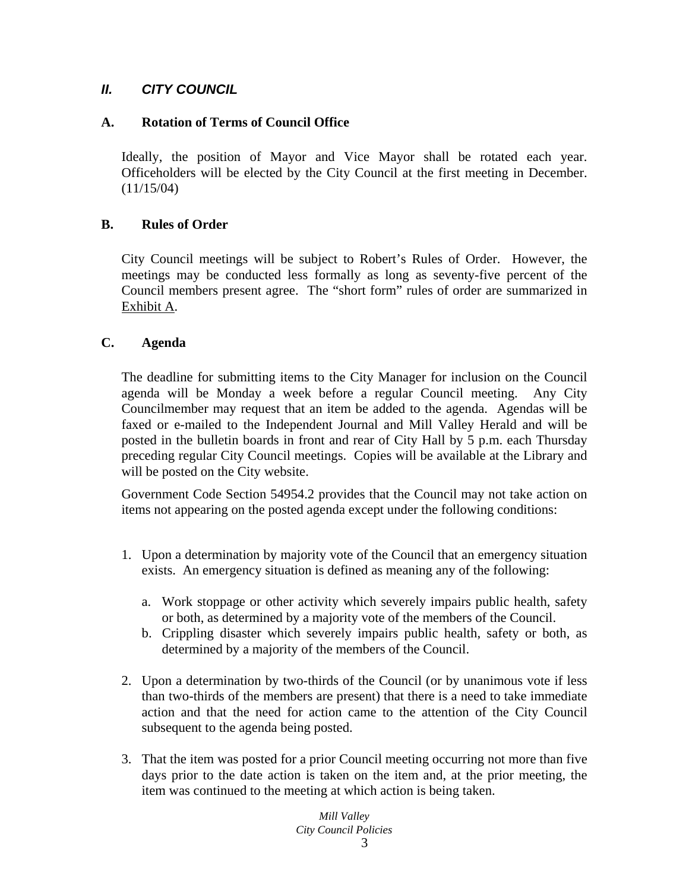## *II. CITY COUNCIL*

### A. Rotation of Terms of Council Office

Ideally, the position of Mayor and Vice Mayor shall be rotated each year. Officeholders will be elected by the City Council at the first meeting in December. (11/15/04)

### B. Rules of Order

City Council meetings will be subject to Robert's Rules of Order. However, the meetings may be conducted less formally as long as seventy-five percent of the Council members present agree. The "short form" rules of order are summarized in Exhibit A.

### C. Agenda

The deadline for submitting items to the City Manager for inclusion on the Council agenda will be Monday a week before a regular Council meeting. Any City Councilmember may request that an item be added to the agenda. Agendas will be faxed or e-mailed to the Independent Journal and Mill Valley Herald and will be posted in the bulletin boards in front and rear of City Hall by 5 p.m. each Thursday preceding regular City Council meetings. Copies will be available at the Library and will be posted on the City website.

Government Code Section 54954.2 provides that the Council may not take action on items not appearing on the posted agenda except under the following conditions:

1. Upon a determination by majority vote of the Council that an emergency situation exists. An emergency situation is defined as meaning any of the following:
   a. Work stoppage or other activity which severely impairs public health, safety or both, as determined by a majority vote of the members of the Council.
   b. Crippling disaster which severely impairs public health, safety or both, as determined by a majority of the members of the Council.

2. Upon a determination by two-thirds of the Council (or by unanimous vote if less than two-thirds of the members are present) that there is a need to take immediate action and that the need for action came to the attention of the City Council subsequent to the agenda being posted.

3. That the item was posted for a prior Council meeting occurring not more than five days prior to the date action is taken on the item and, at the prior meeting, the item was continued to the meeting at which action is being taken.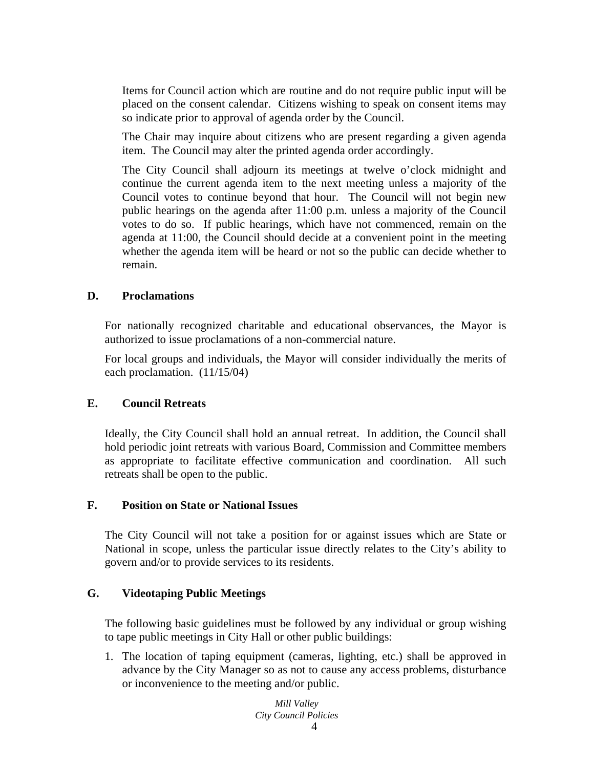Items for Council action which are routine and do not require public input will be placed on the consent calendar. Citizens wishing to speak on consent items may so indicate prior to approval of agenda order by the Council.

The Chair may inquire about citizens who are present regarding a given agenda item. The Council may alter the printed agenda order accordingly.

The City Council shall adjourn its meetings at twelve o'clock midnight and continue the current agenda item to the next meeting unless a majority of the Council votes to continue beyond that hour. The Council will not begin new public hearings on the agenda after 11:00 p.m. unless a majority of the Council votes to do so. If public hearings, which have not commenced, remain on the agenda at 11:00, the Council should decide at a convenient point in the meeting whether the agenda item will be heard or not so the public can decide whether to remain.

### D. Proclamations

For nationally recognized charitable and educational observances, the Mayor is authorized to issue proclamations of a non-commercial nature.

For local groups and individuals, the Mayor will consider individually the merits of each proclamation. (11/15/04)

### E. Council Retreats

Ideally, the City Council shall hold an annual retreat. In addition, the Council shall hold periodic joint retreats with various Board, Commission and Committee members as appropriate to facilitate effective communication and coordination. All such retreats shall be open to the public.

### F. Position on State or National Issues

The City Council will not take a position for or against issues which are State or National in scope, unless the particular issue directly relates to the City's ability to govern and/or to provide services to its residents.

### G. Videotaping Public Meetings

The following basic guidelines must be followed by any individual or group wishing to tape public meetings in City Hall or other public buildings:

1. The location of taping equipment (cameras, lighting, etc.) shall be approved in advance by the City Manager so as not to cause any access problems, disturbance or inconvenience to the meeting and/or public.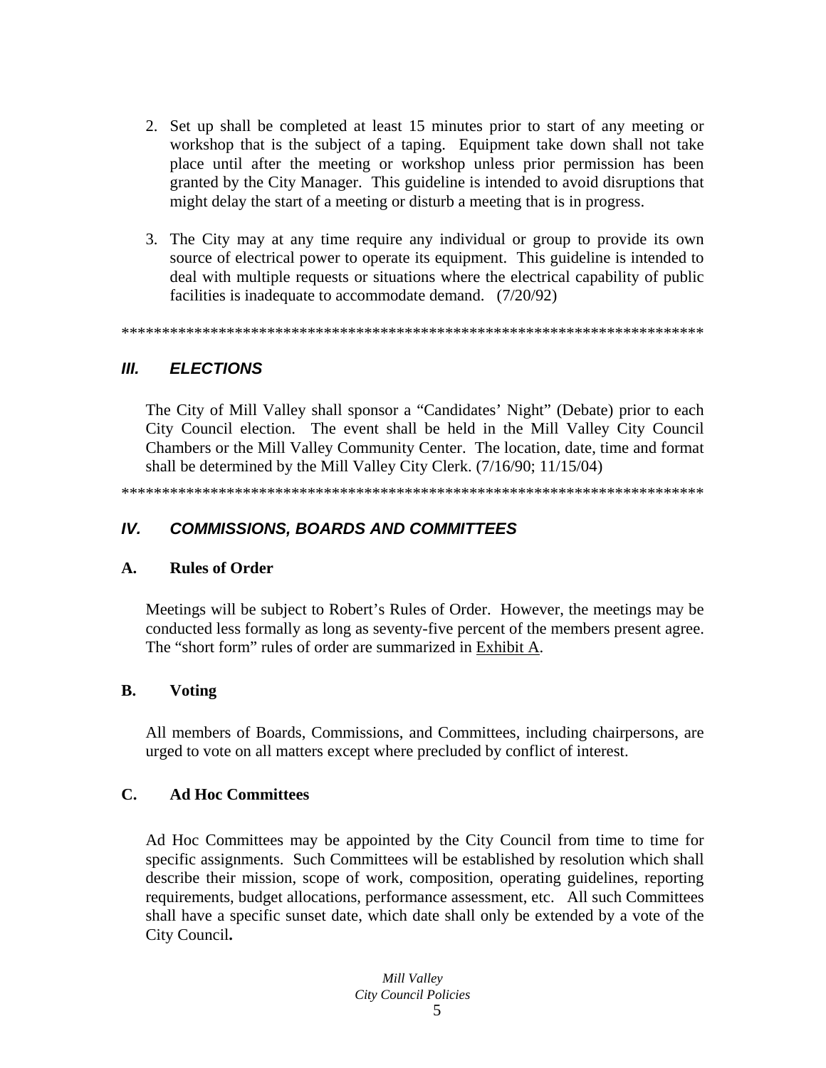2. Set up shall be completed at least 15 minutes prior to start of any meeting or workshop that is the subject of a taping. Equipment take down shall not take place until after the meeting or workshop unless prior permission has been granted by the City Manager. This guideline is intended to avoid disruptions that might delay the start of a meeting or disturb a meeting that is in progress.

3. The City may at any time require any individual or group to provide its own source of electrical power to operate its equipment. This guideline is intended to deal with multiple requests or situations where the electrical capability of public facilities is inadequate to accommodate demand. (7/20/92)

**************************************************************************

## *III. ELECTIONS*

The City of Mill Valley shall sponsor a "Candidates' Night" (Debate) prior to each City Council election. The event shall be held in the Mill Valley City Council Chambers or the Mill Valley Community Center. The location, date, time and format shall be determined by the Mill Valley City Clerk. (7/16/90; 11/15/04)

**************************************************************************

## *IV. COMMISSIONS, BOARDS AND COMMITTEES*

### A. Rules of Order

Meetings will be subject to Robert's Rules of Order. However, the meetings may be conducted less formally as long as seventy-five percent of the members present agree. The "short form" rules of order are summarized in Exhibit A.

### B. Voting

All members of Boards, Commissions, and Committees, including chairpersons, are urged to vote on all matters except where precluded by conflict of interest.

### C. Ad Hoc Committees

Ad Hoc Committees may be appointed by the City Council from time to time for specific assignments. Such Committees will be established by resolution which shall describe their mission, scope of work, composition, operating guidelines, reporting requirements, budget allocations, performance assessment, etc. All such Committees shall have a specific sunset date, which date shall only be extended by a vote of the City Council**.**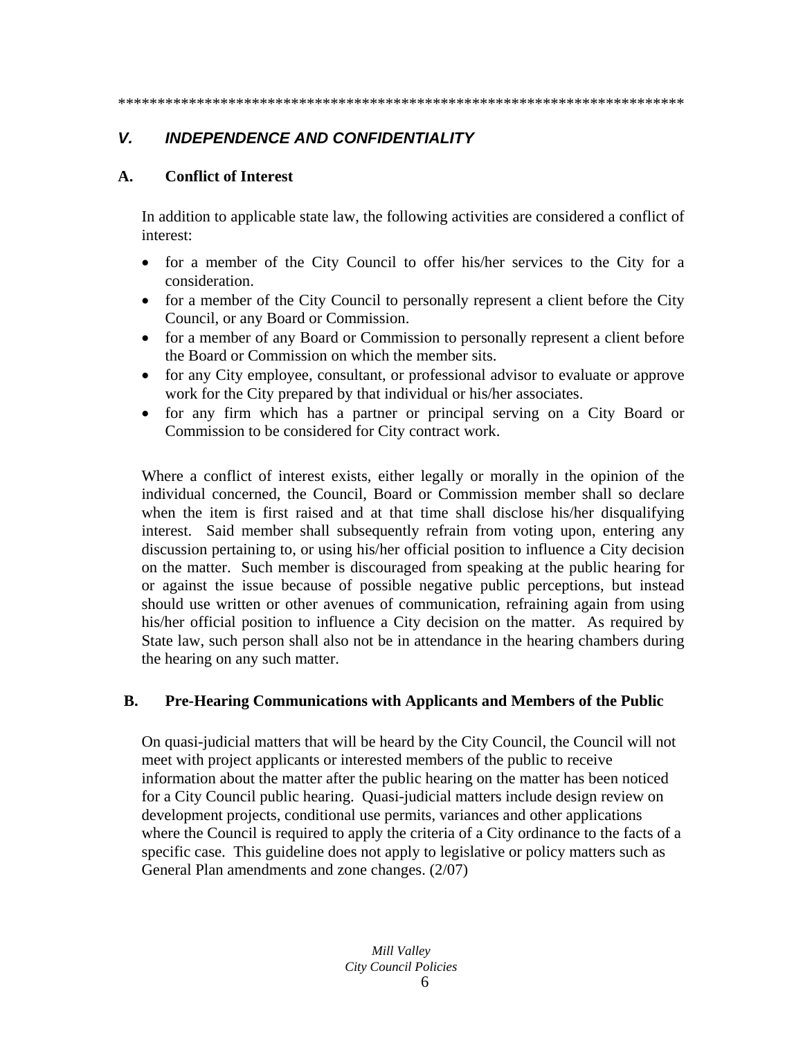\*\*\*\*\*\*\*\*\*\*\*\*\*\*\*\*\*\*\*\*\*\*\*\*\*\*\*\*\*\*\*\*\*\*\*\*\*\*\*\*\*\*\*\*\*\*\*\*\*\*\*\*\*\*\*\*\*\*\*\*\*\*\*\*\*\*\*\*\*\*\*\*\*\*

## *V. INDEPENDENCE AND CONFIDENTIALITY*

### A. Conflict of Interest

In addition to applicable state law, the following activities are considered a conflict of interest:

- for a member of the City Council to offer his/her services to the City for a consideration.
- for a member of the City Council to personally represent a client before the City Council, or any Board or Commission.
- for a member of any Board or Commission to personally represent a client before the Board or Commission on which the member sits.
- for any City employee, consultant, or professional advisor to evaluate or approve work for the City prepared by that individual or his/her associates.
- for any firm which has a partner or principal serving on a City Board or Commission to be considered for City contract work.

Where a conflict of interest exists, either legally or morally in the opinion of the individual concerned, the Council, Board or Commission member shall so declare when the item is first raised and at that time shall disclose his/her disqualifying interest. Said member shall subsequently refrain from voting upon, entering any discussion pertaining to, or using his/her official position to influence a City decision on the matter. Such member is discouraged from speaking at the public hearing for or against the issue because of possible negative public perceptions, but instead should use written or other avenues of communication, refraining again from using his/her official position to influence a City decision on the matter. As required by State law, such person shall also not be in attendance in the hearing chambers during the hearing on any such matter.

### B. Pre-Hearing Communications with Applicants and Members of the Public

On quasi-judicial matters that will be heard by the City Council, the Council will not meet with project applicants or interested members of the public to receive information about the matter after the public hearing on the matter has been noticed for a City Council public hearing. Quasi-judicial matters include design review on development projects, conditional use permits, variances and other applications where the Council is required to apply the criteria of a City ordinance to the facts of a specific case. This guideline does not apply to legislative or policy matters such as General Plan amendments and zone changes. (2/07)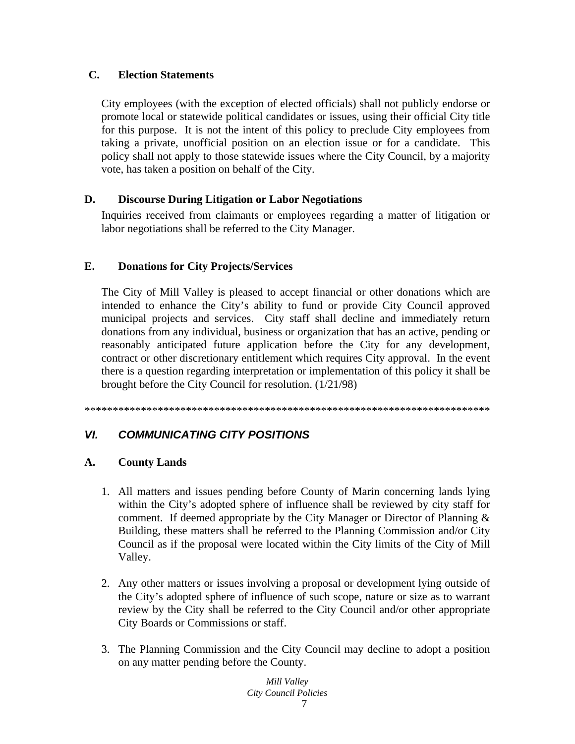### C. Election Statements

City employees (with the exception of elected officials) shall not publicly endorse or promote local or statewide political candidates or issues, using their official City title for this purpose. It is not the intent of this policy to preclude City employees from taking a private, unofficial position on an election issue or for a candidate. This policy shall not apply to those statewide issues where the City Council, by a majority vote, has taken a position on behalf of the City.

### D. Discourse During Litigation or Labor Negotiations

Inquiries received from claimants or employees regarding a matter of litigation or labor negotiations shall be referred to the City Manager.

### E. Donations for City Projects/Services

The City of Mill Valley is pleased to accept financial or other donations which are intended to enhance the City's ability to fund or provide City Council approved municipal projects and services. City staff shall decline and immediately return donations from any individual, business or organization that has an active, pending or reasonably anticipated future application before the City for any development, contract or other discretionary entitlement which requires City approval. In the event there is a question regarding interpretation or implementation of this policy it shall be brought before the City Council for resolution. (1/21/98)

*************************************************************************

## *VI. COMMUNICATING CITY POSITIONS*

### A. County Lands

1. All matters and issues pending before County of Marin concerning lands lying within the City's adopted sphere of influence shall be reviewed by city staff for comment. If deemed appropriate by the City Manager or Director of Planning & Building, these matters shall be referred to the Planning Commission and/or City Council as if the proposal were located within the City limits of the City of Mill Valley.

2. Any other matters or issues involving a proposal or development lying outside of the City's adopted sphere of influence of such scope, nature or size as to warrant review by the City shall be referred to the City Council and/or other appropriate City Boards or Commissions or staff.

3. The Planning Commission and the City Council may decline to adopt a position on any matter pending before the County.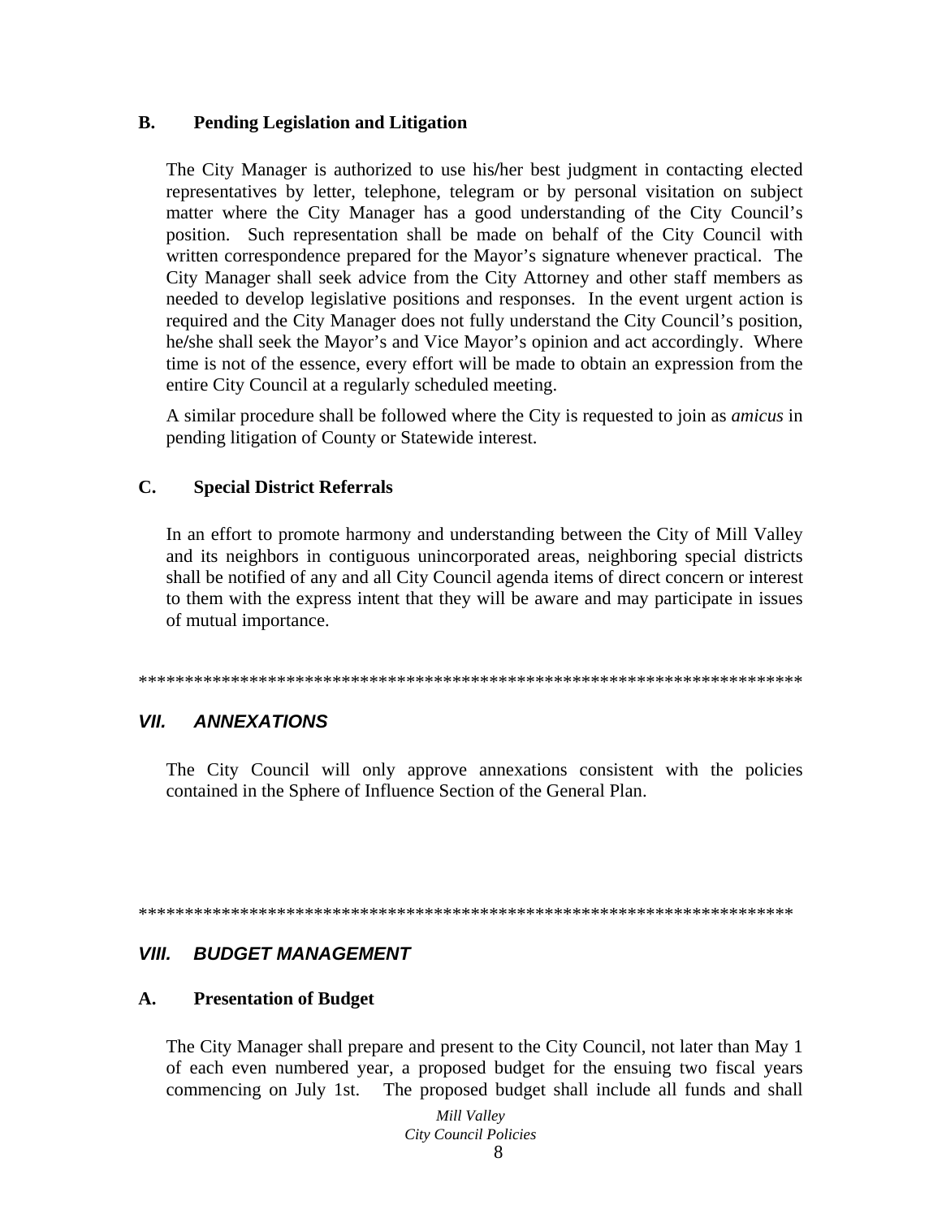### B. Pending Legislation and Litigation

The City Manager is authorized to use his/her best judgment in contacting elected representatives by letter, telephone, telegram or by personal visitation on subject matter where the City Manager has a good understanding of the City Council's position. Such representation shall be made on behalf of the City Council with written correspondence prepared for the Mayor's signature whenever practical. The City Manager shall seek advice from the City Attorney and other staff members as needed to develop legislative positions and responses. In the event urgent action is required and the City Manager does not fully understand the City Council's position, he/she shall seek the Mayor's and Vice Mayor's opinion and act accordingly. Where time is not of the essence, every effort will be made to obtain an expression from the entire City Council at a regularly scheduled meeting.

A similar procedure shall be followed where the City is requested to join as *amicus* in pending litigation of County or Statewide interest.

### C. Special District Referrals

In an effort to promote harmony and understanding between the City of Mill Valley and its neighbors in contiguous unincorporated areas, neighboring special districts shall be notified of any and all City Council agenda items of direct concern or interest to them with the express intent that they will be aware and may participate in issues of mutual importance.

*************************************************************************

## *VII. ANNEXATIONS*

The City Council will only approve annexations consistent with the policies contained in the Sphere of Influence Section of the General Plan.

*************************************************************************

## *VIII. BUDGET MANAGEMENT*

### A. Presentation of Budget

The City Manager shall prepare and present to the City Council, not later than May 1 of each even numbered year, a proposed budget for the ensuing two fiscal years commencing on July 1st. The proposed budget shall include all funds and shall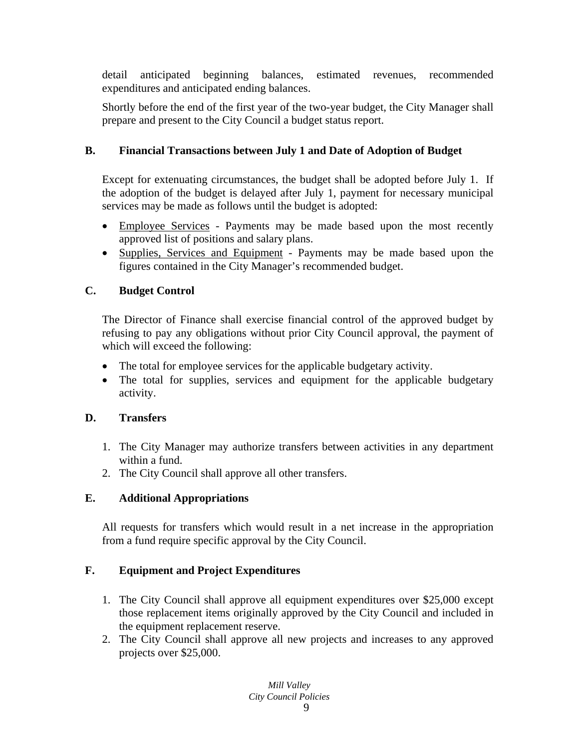detail anticipated beginning balances, estimated revenues, recommended expenditures and anticipated ending balances.

Shortly before the end of the first year of the two-year budget, the City Manager shall prepare and present to the City Council a budget status report.

### B. Financial Transactions between July 1 and Date of Adoption of Budget

Except for extenuating circumstances, the budget shall be adopted before July 1. If the adoption of the budget is delayed after July 1, payment for necessary municipal services may be made as follows until the budget is adopted:

- <u>Employee Services</u> - Payments may be made based upon the most recently approved list of positions and salary plans.
- <u>Supplies, Services and Equipment</u> - Payments may be made based upon the figures contained in the City Manager's recommended budget.

### C. Budget Control

The Director of Finance shall exercise financial control of the approved budget by refusing to pay any obligations without prior City Council approval, the payment of which will exceed the following:

- The total for employee services for the applicable budgetary activity.
- The total for supplies, services and equipment for the applicable budgetary activity.

### D. Transfers

1. The City Manager may authorize transfers between activities in any department within a fund.
2. The City Council shall approve all other transfers.

### E. Additional Appropriations

All requests for transfers which would result in a net increase in the appropriation from a fund require specific approval by the City Council.

### F. Equipment and Project Expenditures

1. The City Council shall approve all equipment expenditures over $25,000 except those replacement items originally approved by the City Council and included in the equipment replacement reserve.
2. The City Council shall approve all new projects and increases to any approved projects over $25,000.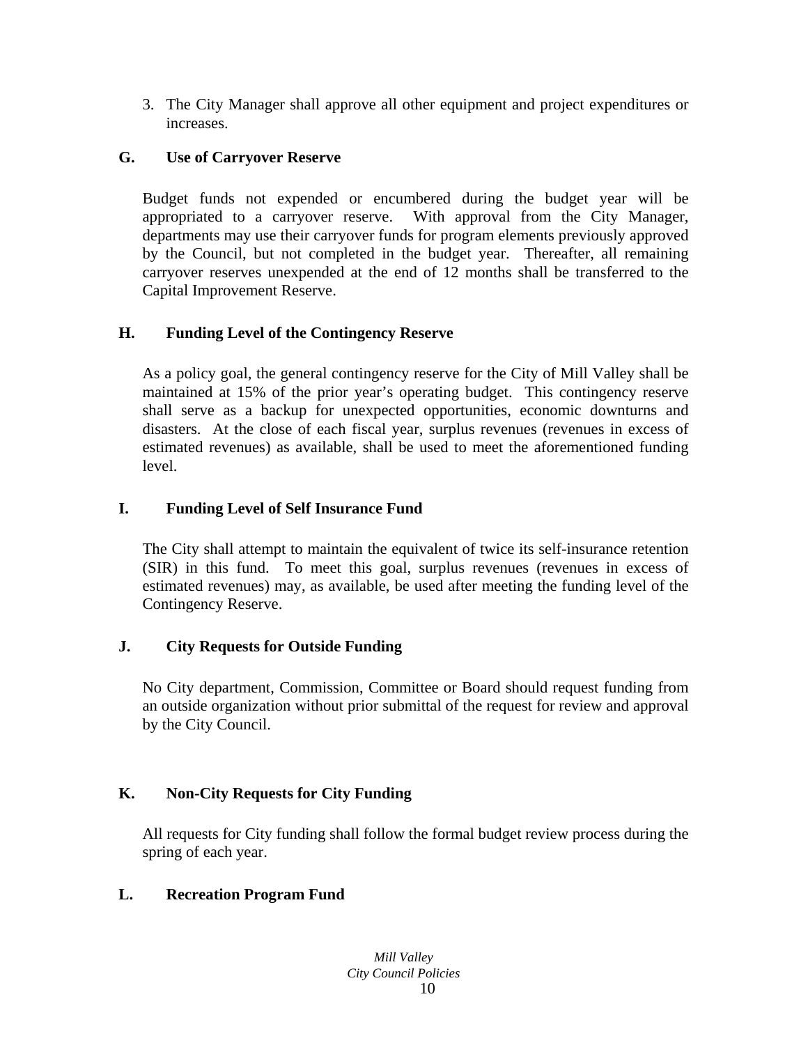3. The City Manager shall approve all other equipment and project expenditures or increases.

### G. Use of Carryover Reserve

Budget funds not expended or encumbered during the budget year will be appropriated to a carryover reserve. With approval from the City Manager, departments may use their carryover funds for program elements previously approved by the Council, but not completed in the budget year. Thereafter, all remaining carryover reserves unexpended at the end of 12 months shall be transferred to the Capital Improvement Reserve.

### H. Funding Level of the Contingency Reserve

As a policy goal, the general contingency reserve for the City of Mill Valley shall be maintained at 15% of the prior year's operating budget. This contingency reserve shall serve as a backup for unexpected opportunities, economic downturns and disasters. At the close of each fiscal year, surplus revenues (revenues in excess of estimated revenues) as available, shall be used to meet the aforementioned funding level.

### I. Funding Level of Self Insurance Fund

The City shall attempt to maintain the equivalent of twice its self-insurance retention (SIR) in this fund. To meet this goal, surplus revenues (revenues in excess of estimated revenues) may, as available, be used after meeting the funding level of the Contingency Reserve.

### J. City Requests for Outside Funding

No City department, Commission, Committee or Board should request funding from an outside organization without prior submittal of the request for review and approval by the City Council.

### K. Non-City Requests for City Funding

All requests for City funding shall follow the formal budget review process during the spring of each year.

### L. Recreation Program Fund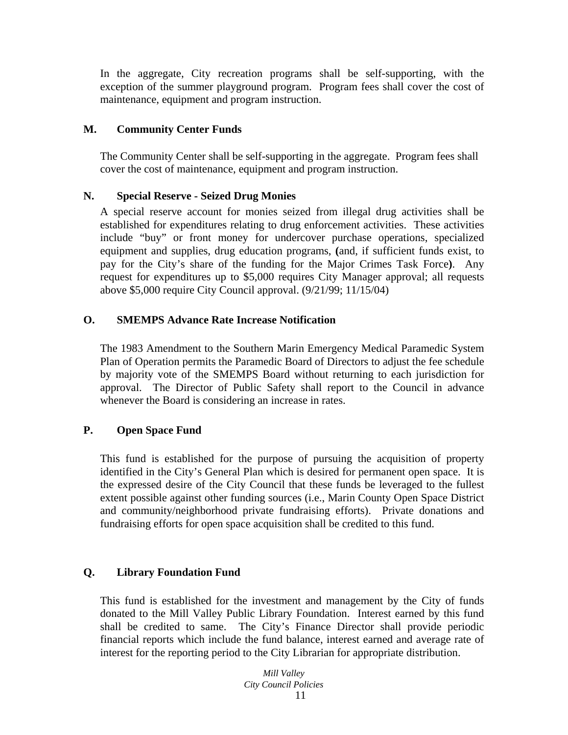In the aggregate, City recreation programs shall be self-supporting, with the exception of the summer playground program. Program fees shall cover the cost of maintenance, equipment and program instruction.

### M. Community Center Funds

The Community Center shall be self-supporting in the aggregate. Program fees shall cover the cost of maintenance, equipment and program instruction.

### N. Special Reserve - Seized Drug Monies

A special reserve account for monies seized from illegal drug activities shall be established for expenditures relating to drug enforcement activities. These activities include "buy" or front money for undercover purchase operations, specialized equipment and supplies, drug education programs, **(**and, if sufficient funds exist, to pay for the City's share of the funding for the Major Crimes Task Force**)**. Any request for expenditures up to $5,000 requires City Manager approval; all requests above $5,000 require City Council approval. (9/21/99; 11/15/04)

### O. SMEMPS Advance Rate Increase Notification

The 1983 Amendment to the Southern Marin Emergency Medical Paramedic System Plan of Operation permits the Paramedic Board of Directors to adjust the fee schedule by majority vote of the SMEMPS Board without returning to each jurisdiction for approval. The Director of Public Safety shall report to the Council in advance whenever the Board is considering an increase in rates.

### P. Open Space Fund

This fund is established for the purpose of pursuing the acquisition of property identified in the City's General Plan which is desired for permanent open space. It is the expressed desire of the City Council that these funds be leveraged to the fullest extent possible against other funding sources (i.e., Marin County Open Space District and community/neighborhood private fundraising efforts). Private donations and fundraising efforts for open space acquisition shall be credited to this fund.

### Q. Library Foundation Fund

This fund is established for the investment and management by the City of funds donated to the Mill Valley Public Library Foundation. Interest earned by this fund shall be credited to same. The City's Finance Director shall provide periodic financial reports which include the fund balance, interest earned and average rate of interest for the reporting period to the City Librarian for appropriate distribution.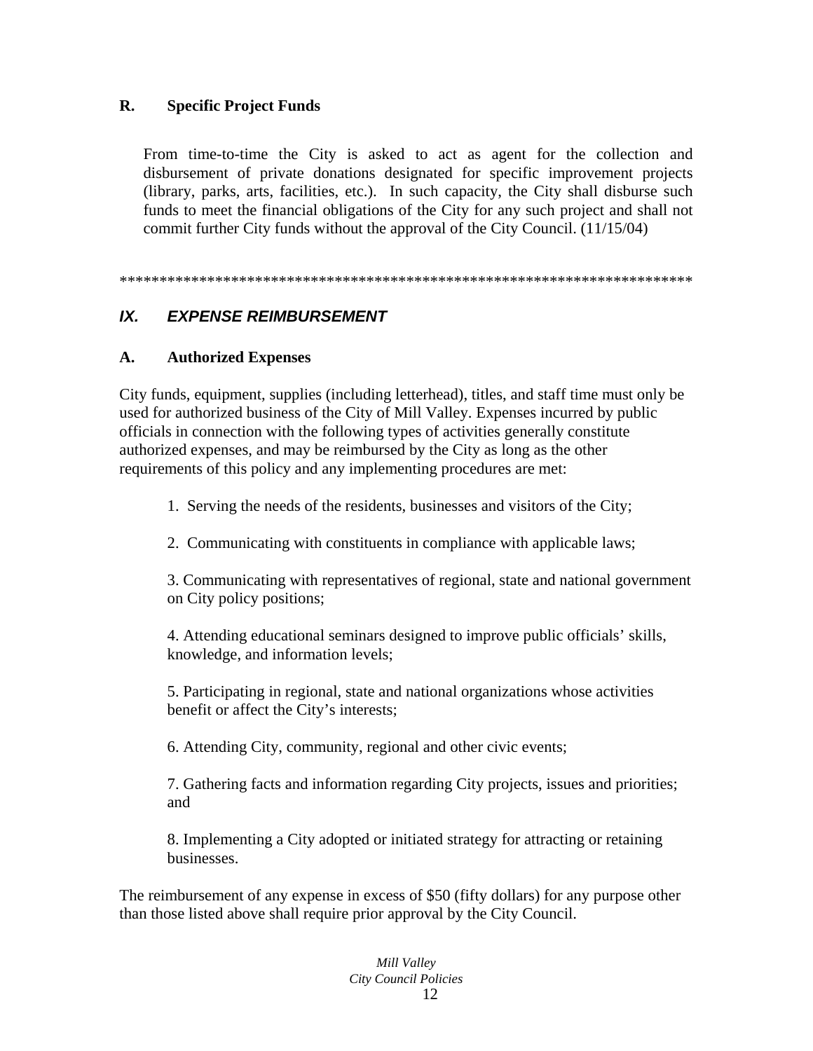### R. Specific Project Funds

From time-to-time the City is asked to act as agent for the collection and disbursement of private donations designated for specific improvement projects (library, parks, arts, facilities, etc.). In such capacity, the City shall disburse such funds to meet the financial obligations of the City for any such project and shall not commit further City funds without the approval of the City Council. (11/15/04)

*************************************************************************

## *IX. EXPENSE REIMBURSEMENT*

### A. Authorized Expenses

City funds, equipment, supplies (including letterhead), titles, and staff time must only be used for authorized business of the City of Mill Valley. Expenses incurred by public officials in connection with the following types of activities generally constitute authorized expenses, and may be reimbursed by the City as long as the other requirements of this policy and any implementing procedures are met:

1. Serving the needs of the residents, businesses and visitors of the City;

2. Communicating with constituents in compliance with applicable laws;

3. Communicating with representatives of regional, state and national government on City policy positions;

4. Attending educational seminars designed to improve public officials' skills, knowledge, and information levels;

5. Participating in regional, state and national organizations whose activities benefit or affect the City's interests;

6. Attending City, community, regional and other civic events;

7. Gathering facts and information regarding City projects, issues and priorities; and

8. Implementing a City adopted or initiated strategy for attracting or retaining businesses.

The reimbursement of any expense in excess of $50 (fifty dollars) for any purpose other than those listed above shall require prior approval by the City Council.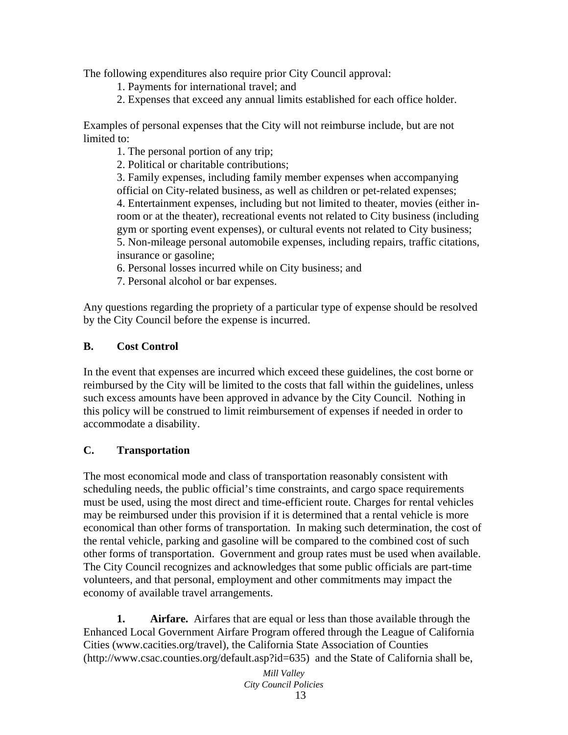The following expenditures also require prior City Council approval:

1. Payments for international travel; and
2. Expenses that exceed any annual limits established for each office holder.

Examples of personal expenses that the City will not reimburse include, but are not limited to:

1. The personal portion of any trip;
2. Political or charitable contributions;
3. Family expenses, including family member expenses when accompanying official on City-related business, as well as children or pet-related expenses;
4. Entertainment expenses, including but not limited to theater, movies (either in-room or at the theater), recreational events not related to City business (including gym or sporting event expenses), or cultural events not related to City business;
5. Non-mileage personal automobile expenses, including repairs, traffic citations, insurance or gasoline;
6. Personal losses incurred while on City business; and
7. Personal alcohol or bar expenses.

Any questions regarding the propriety of a particular type of expense should be resolved by the City Council before the expense is incurred.

### B. Cost Control

In the event that expenses are incurred which exceed these guidelines, the cost borne or reimbursed by the City will be limited to the costs that fall within the guidelines, unless such excess amounts have been approved in advance by the City Council. Nothing in this policy will be construed to limit reimbursement of expenses if needed in order to accommodate a disability.

### C. Transportation

The most economical mode and class of transportation reasonably consistent with scheduling needs, the public official's time constraints, and cargo space requirements must be used, using the most direct and time-efficient route. Charges for rental vehicles may be reimbursed under this provision if it is determined that a rental vehicle is more economical than other forms of transportation. In making such determination, the cost of the rental vehicle, parking and gasoline will be compared to the combined cost of such other forms of transportation. Government and group rates must be used when available. The City Council recognizes and acknowledges that some public officials are part-time volunteers, and that personal, employment and other commitments may impact the economy of available travel arrangements.

**1. Airfare.** Airfares that are equal or less than those available through the Enhanced Local Government Airfare Program offered through the League of California Cities (www.cacities.org/travel), the California State Association of Counties (http://www.csac.counties.org/default.asp?id=635) and the State of California shall be,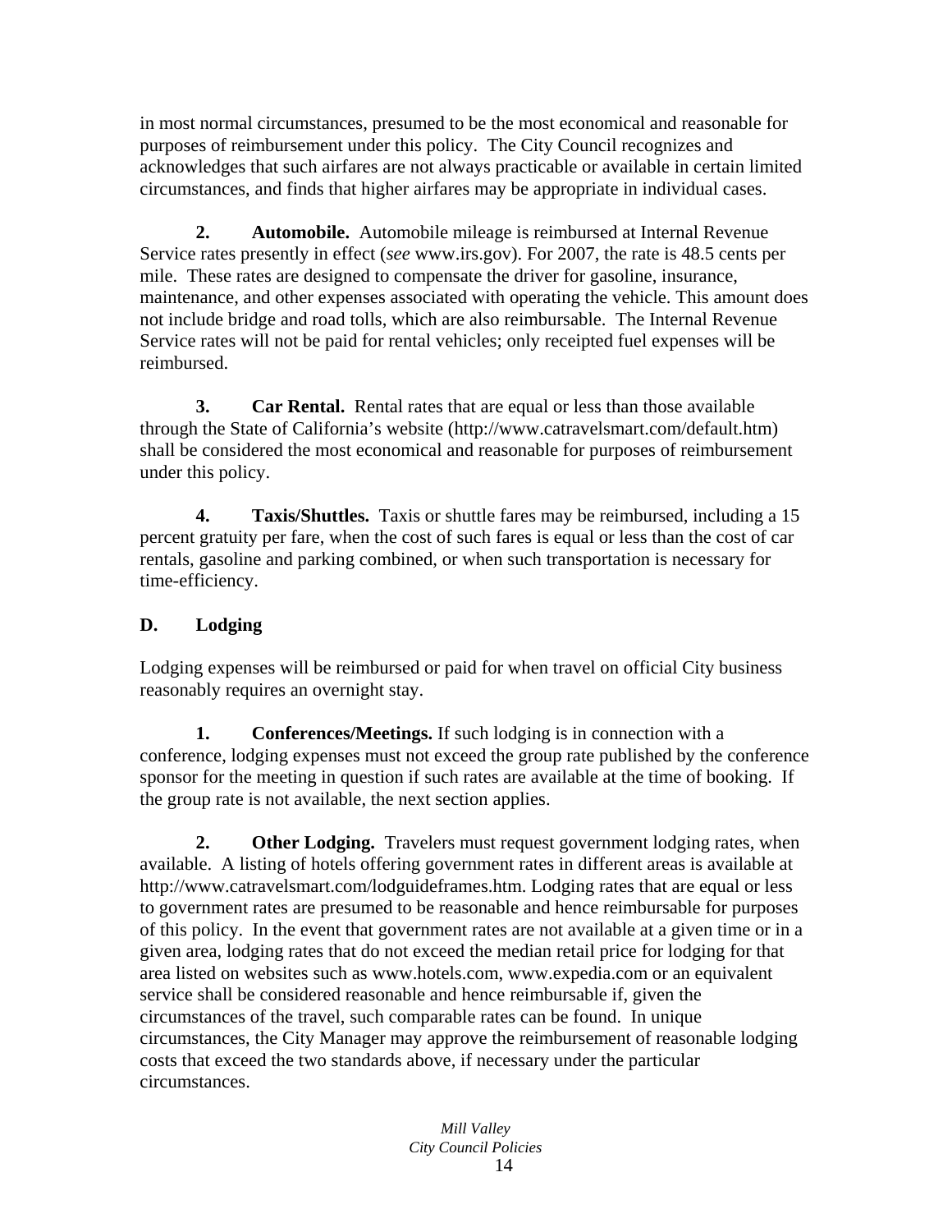in most normal circumstances, presumed to be the most economical and reasonable for purposes of reimbursement under this policy. The City Council recognizes and acknowledges that such airfares are not always practicable or available in certain limited circumstances, and finds that higher airfares may be appropriate in individual cases.

**2. Automobile.** Automobile mileage is reimbursed at Internal Revenue Service rates presently in effect (*see* www.irs.gov). For 2007, the rate is 48.5 cents per mile. These rates are designed to compensate the driver for gasoline, insurance, maintenance, and other expenses associated with operating the vehicle. This amount does not include bridge and road tolls, which are also reimbursable. The Internal Revenue Service rates will not be paid for rental vehicles; only receipted fuel expenses will be reimbursed.

**3. Car Rental.** Rental rates that are equal or less than those available through the State of California's website (http://www.catravelsmart.com/default.htm) shall be considered the most economical and reasonable for purposes of reimbursement under this policy.

**4. Taxis/Shuttles.** Taxis or shuttle fares may be reimbursed, including a 15 percent gratuity per fare, when the cost of such fares is equal or less than the cost of car rentals, gasoline and parking combined, or when such transportation is necessary for time-efficiency.

## D. Lodging

Lodging expenses will be reimbursed or paid for when travel on official City business reasonably requires an overnight stay.

**1. Conferences/Meetings.** If such lodging is in connection with a conference, lodging expenses must not exceed the group rate published by the conference sponsor for the meeting in question if such rates are available at the time of booking. If the group rate is not available, the next section applies.

**2. Other Lodging.** Travelers must request government lodging rates, when available. A listing of hotels offering government rates in different areas is available at http://www.catravelsmart.com/lodguideframes.htm. Lodging rates that are equal or less to government rates are presumed to be reasonable and hence reimbursable for purposes of this policy. In the event that government rates are not available at a given time or in a given area, lodging rates that do not exceed the median retail price for lodging for that area listed on websites such as www.hotels.com, www.expedia.com or an equivalent service shall be considered reasonable and hence reimbursable if, given the circumstances of the travel, such comparable rates can be found. In unique circumstances, the City Manager may approve the reimbursement of reasonable lodging costs that exceed the two standards above, if necessary under the particular circumstances.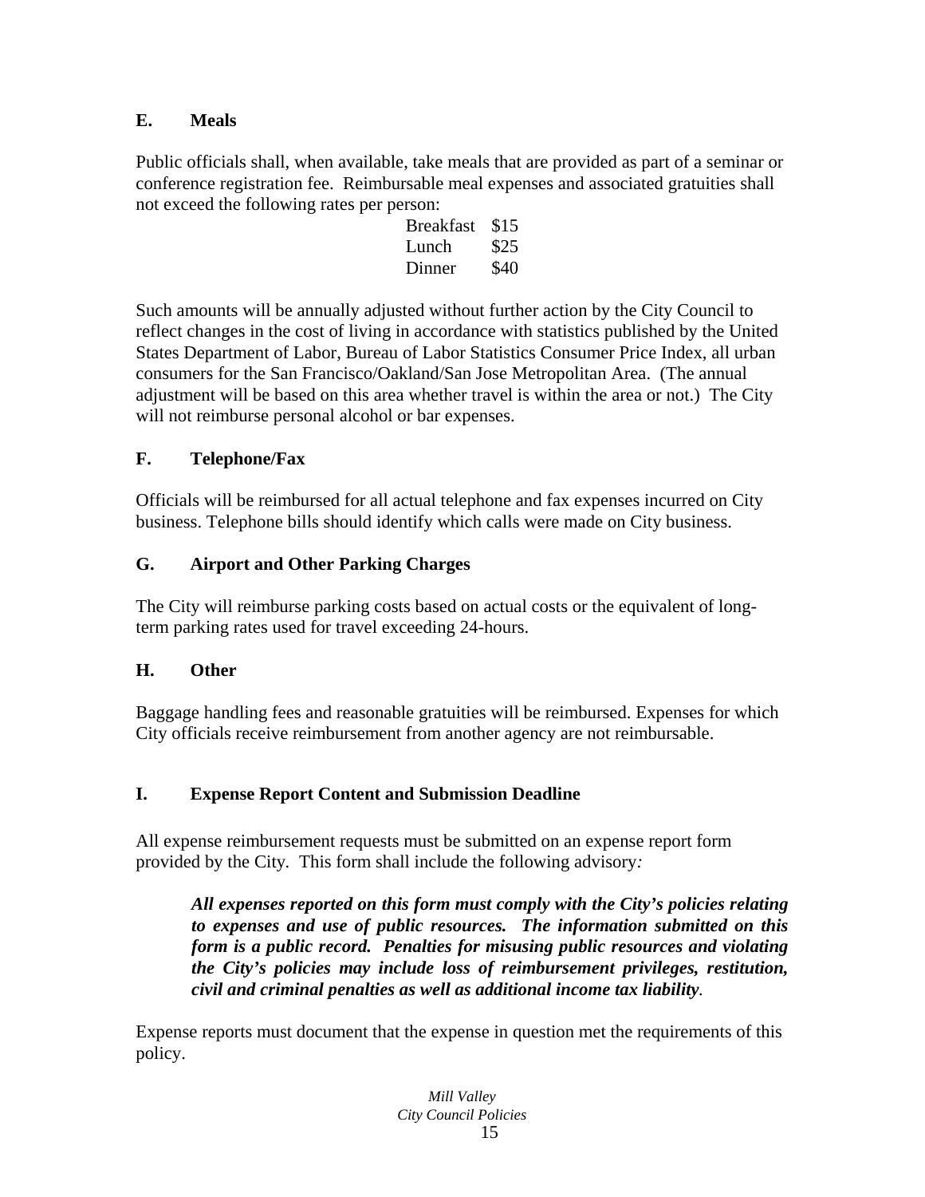### E. Meals

Public officials shall, when available, take meals that are provided as part of a seminar or conference registration fee. Reimbursable meal expenses and associated gratuities shall not exceed the following rates per person:

| Meal | Rate |
|---|---|
| Breakfast | $15 |
| Lunch | $25 |
| Dinner | $40 |

Such amounts will be annually adjusted without further action by the City Council to reflect changes in the cost of living in accordance with statistics published by the United States Department of Labor, Bureau of Labor Statistics Consumer Price Index, all urban consumers for the San Francisco/Oakland/San Jose Metropolitan Area. (The annual adjustment will be based on this area whether travel is within the area or not.) The City will not reimburse personal alcohol or bar expenses.

### F. Telephone/Fax

Officials will be reimbursed for all actual telephone and fax expenses incurred on City business. Telephone bills should identify which calls were made on City business.

### G. Airport and Other Parking Charges

The City will reimburse parking costs based on actual costs or the equivalent of long-term parking rates used for travel exceeding 24-hours.

### H. Other

Baggage handling fees and reasonable gratuities will be reimbursed. Expenses for which City officials receive reimbursement from another agency are not reimbursable.

### I. Expense Report Content and Submission Deadline

All expense reimbursement requests must be submitted on an expense report form provided by the City. This form shall include the following advisory*:*

> ***All expenses reported on this form must comply with the City's policies relating to expenses and use of public resources. The information submitted on this form is a public record. Penalties for misusing public resources and violating the City's policies may include loss of reimbursement privileges, restitution, civil and criminal penalties as well as additional income tax liability****.*

Expense reports must document that the expense in question met the requirements of this policy.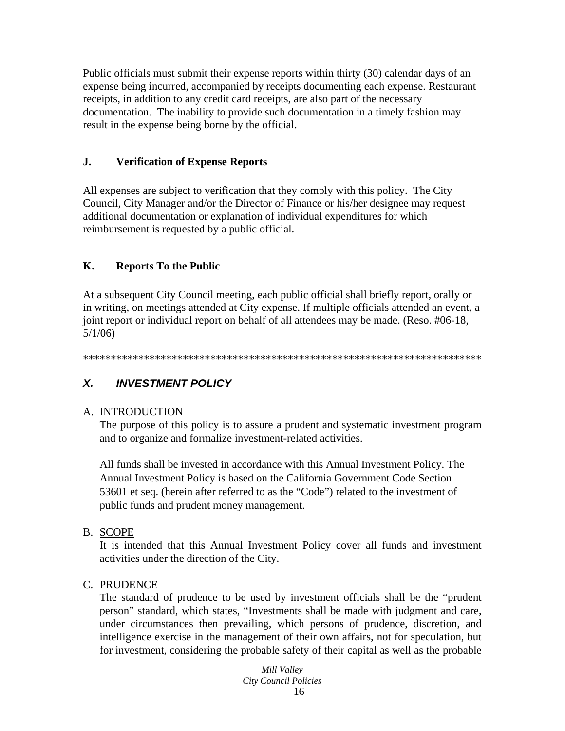Public officials must submit their expense reports within thirty (30) calendar days of an expense being incurred, accompanied by receipts documenting each expense. Restaurant receipts, in addition to any credit card receipts, are also part of the necessary documentation. The inability to provide such documentation in a timely fashion may result in the expense being borne by the official.

### J. Verification of Expense Reports

All expenses are subject to verification that they comply with this policy. The City Council, City Manager and/or the Director of Finance or his/her designee may request additional documentation or explanation of individual expenditures for which reimbursement is requested by a public official.

### K. Reports To the Public

At a subsequent City Council meeting, each public official shall briefly report, orally or in writing, on meetings attended at City expense. If multiple officials attended an event, a joint report or individual report on behalf of all attendees may be made. (Reso. #06-18, 5/1/06)

*************************************************************************

## *X. INVESTMENT POLICY*

A. INTRODUCTION

The purpose of this policy is to assure a prudent and systematic investment program and to organize and formalize investment-related activities.

All funds shall be invested in accordance with this Annual Investment Policy. The Annual Investment Policy is based on the California Government Code Section 53601 et seq. (herein after referred to as the "Code") related to the investment of public funds and prudent money management.

B. SCOPE

It is intended that this Annual Investment Policy cover all funds and investment activities under the direction of the City.

C. PRUDENCE

The standard of prudence to be used by investment officials shall be the "prudent person" standard, which states, "Investments shall be made with judgment and care, under circumstances then prevailing, which persons of prudence, discretion, and intelligence exercise in the management of their own affairs, not for speculation, but for investment, considering the probable safety of their capital as well as the probable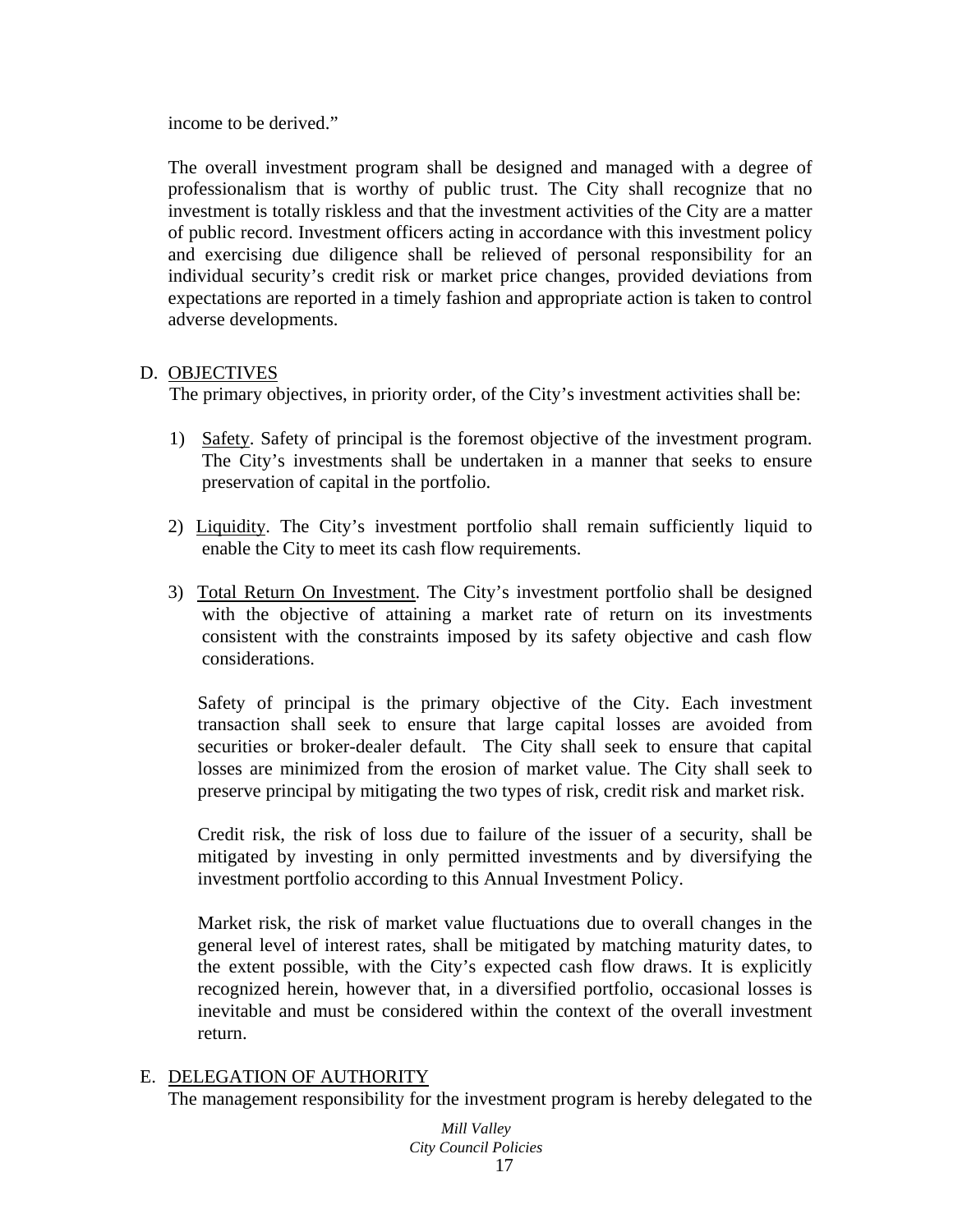income to be derived."

The overall investment program shall be designed and managed with a degree of professionalism that is worthy of public trust. The City shall recognize that no investment is totally riskless and that the investment activities of the City are a matter of public record. Investment officers acting in accordance with this investment policy and exercising due diligence shall be relieved of personal responsibility for an individual security's credit risk or market price changes, provided deviations from expectations are reported in a timely fashion and appropriate action is taken to control adverse developments.

D. <u>OBJECTIVES</u>

The primary objectives, in priority order, of the City's investment activities shall be:

1) <u>Safety</u>. Safety of principal is the foremost objective of the investment program. The City's investments shall be undertaken in a manner that seeks to ensure preservation of capital in the portfolio.

2) <u>Liquidity</u>. The City's investment portfolio shall remain sufficiently liquid to enable the City to meet its cash flow requirements.

3) <u>Total Return On Investment</u>. The City's investment portfolio shall be designed with the objective of attaining a market rate of return on its investments consistent with the constraints imposed by its safety objective and cash flow considerations.

Safety of principal is the primary objective of the City. Each investment transaction shall seek to ensure that large capital losses are avoided from securities or broker-dealer default. The City shall seek to ensure that capital losses are minimized from the erosion of market value. The City shall seek to preserve principal by mitigating the two types of risk, credit risk and market risk.

Credit risk, the risk of loss due to failure of the issuer of a security, shall be mitigated by investing in only permitted investments and by diversifying the investment portfolio according to this Annual Investment Policy.

Market risk, the risk of market value fluctuations due to overall changes in the general level of interest rates, shall be mitigated by matching maturity dates, to the extent possible, with the City's expected cash flow draws. It is explicitly recognized herein, however that, in a diversified portfolio, occasional losses is inevitable and must be considered within the context of the overall investment return.

E. <u>DELEGATION OF AUTHORITY</u>

The management responsibility for the investment program is hereby delegated to the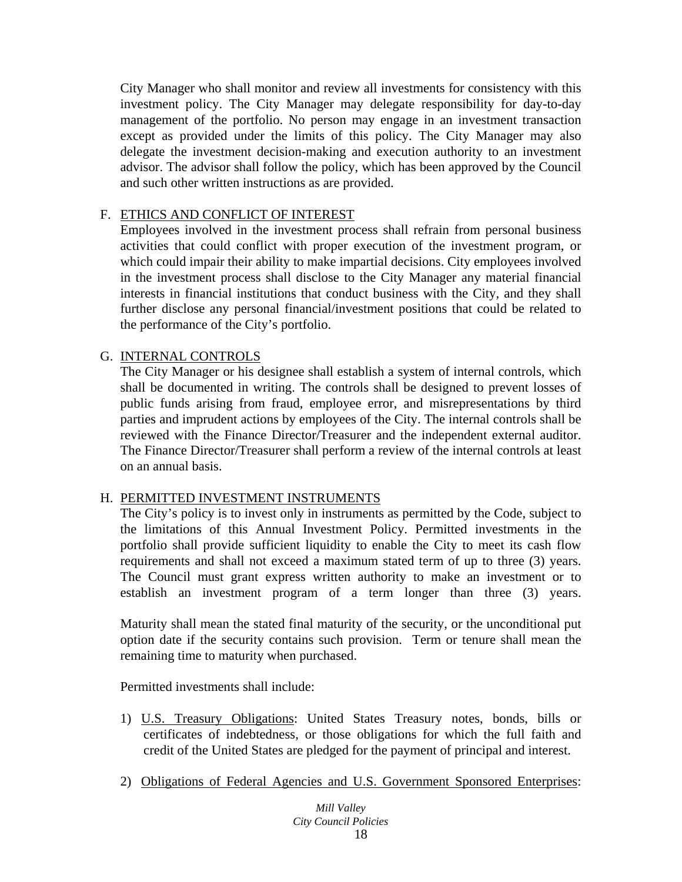City Manager who shall monitor and review all investments for consistency with this investment policy. The City Manager may delegate responsibility for day-to-day management of the portfolio. No person may engage in an investment transaction except as provided under the limits of this policy. The City Manager may also delegate the investment decision-making and execution authority to an investment advisor. The advisor shall follow the policy, which has been approved by the Council and such other written instructions as are provided.

F. ETHICS AND CONFLICT OF INTEREST

Employees involved in the investment process shall refrain from personal business activities that could conflict with proper execution of the investment program, or which could impair their ability to make impartial decisions. City employees involved in the investment process shall disclose to the City Manager any material financial interests in financial institutions that conduct business with the City, and they shall further disclose any personal financial/investment positions that could be related to the performance of the City's portfolio.

G. INTERNAL CONTROLS

The City Manager or his designee shall establish a system of internal controls, which shall be documented in writing. The controls shall be designed to prevent losses of public funds arising from fraud, employee error, and misrepresentations by third parties and imprudent actions by employees of the City. The internal controls shall be reviewed with the Finance Director/Treasurer and the independent external auditor. The Finance Director/Treasurer shall perform a review of the internal controls at least on an annual basis.

H. PERMITTED INVESTMENT INSTRUMENTS

The City's policy is to invest only in instruments as permitted by the Code, subject to the limitations of this Annual Investment Policy. Permitted investments in the portfolio shall provide sufficient liquidity to enable the City to meet its cash flow requirements and shall not exceed a maximum stated term of up to three (3) years. The Council must grant express written authority to make an investment or to establish an investment program of a term longer than three (3) years.

Maturity shall mean the stated final maturity of the security, or the unconditional put option date if the security contains such provision. Term or tenure shall mean the remaining time to maturity when purchased.

Permitted investments shall include:

1) U.S. Treasury Obligations: United States Treasury notes, bonds, bills or certificates of indebtedness, or those obligations for which the full faith and credit of the United States are pledged for the payment of principal and interest.

2) Obligations of Federal Agencies and U.S. Government Sponsored Enterprises: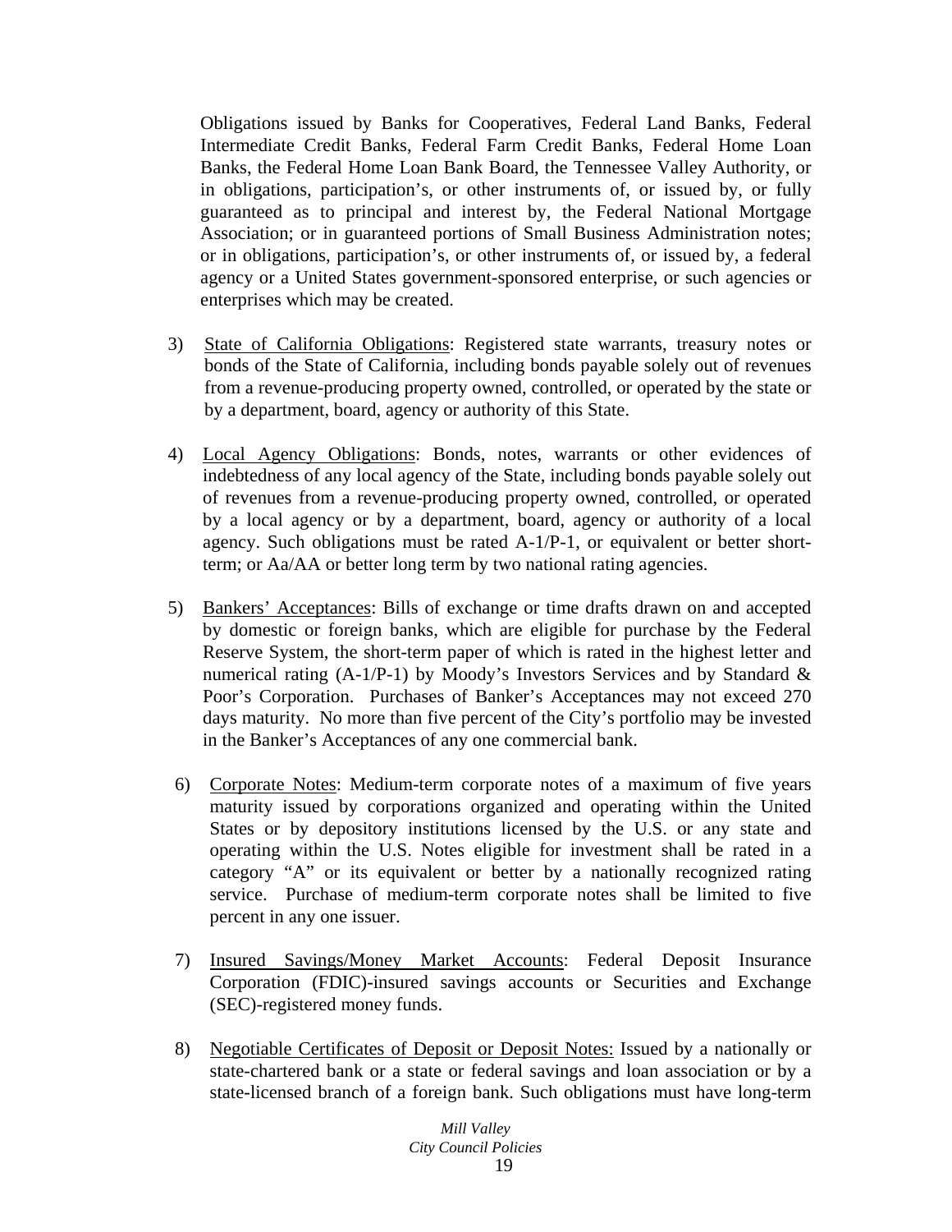Obligations issued by Banks for Cooperatives, Federal Land Banks, Federal Intermediate Credit Banks, Federal Farm Credit Banks, Federal Home Loan Banks, the Federal Home Loan Bank Board, the Tennessee Valley Authority, or in obligations, participation's, or other instruments of, or issued by, or fully guaranteed as to principal and interest by, the Federal National Mortgage Association; or in guaranteed portions of Small Business Administration notes; or in obligations, participation's, or other instruments of, or issued by, a federal agency or a United States government-sponsored enterprise, or such agencies or enterprises which may be created.

3) <u>State of California Obligations</u>: Registered state warrants, treasury notes or bonds of the State of California, including bonds payable solely out of revenues from a revenue-producing property owned, controlled, or operated by the state or by a department, board, agency or authority of this State.

4) <u>Local Agency Obligations</u>: Bonds, notes, warrants or other evidences of indebtedness of any local agency of the State, including bonds payable solely out of revenues from a revenue-producing property owned, controlled, or operated by a local agency or by a department, board, agency or authority of a local agency. Such obligations must be rated A-1/P-1, or equivalent or better short-term; or Aa/AA or better long term by two national rating agencies.

5) <u>Bankers' Acceptances</u>: Bills of exchange or time drafts drawn on and accepted by domestic or foreign banks, which are eligible for purchase by the Federal Reserve System, the short-term paper of which is rated in the highest letter and numerical rating (A-1/P-1) by Moody's Investors Services and by Standard & Poor's Corporation. Purchases of Banker's Acceptances may not exceed 270 days maturity. No more than five percent of the City's portfolio may be invested in the Banker's Acceptances of any one commercial bank.

6) <u>Corporate Notes</u>: Medium-term corporate notes of a maximum of five years maturity issued by corporations organized and operating within the United States or by depository institutions licensed by the U.S. or any state and operating within the U.S. Notes eligible for investment shall be rated in a category "A" or its equivalent or better by a nationally recognized rating service. Purchase of medium-term corporate notes shall be limited to five percent in any one issuer.

7) <u>Insured Savings/Money Market Accounts</u>: Federal Deposit Insurance Corporation (FDIC)-insured savings accounts or Securities and Exchange (SEC)-registered money funds.

8) <u>Negotiable Certificates of Deposit or Deposit Notes:</u> Issued by a nationally or state-chartered bank or a state or federal savings and loan association or by a state-licensed branch of a foreign bank. Such obligations must have long-term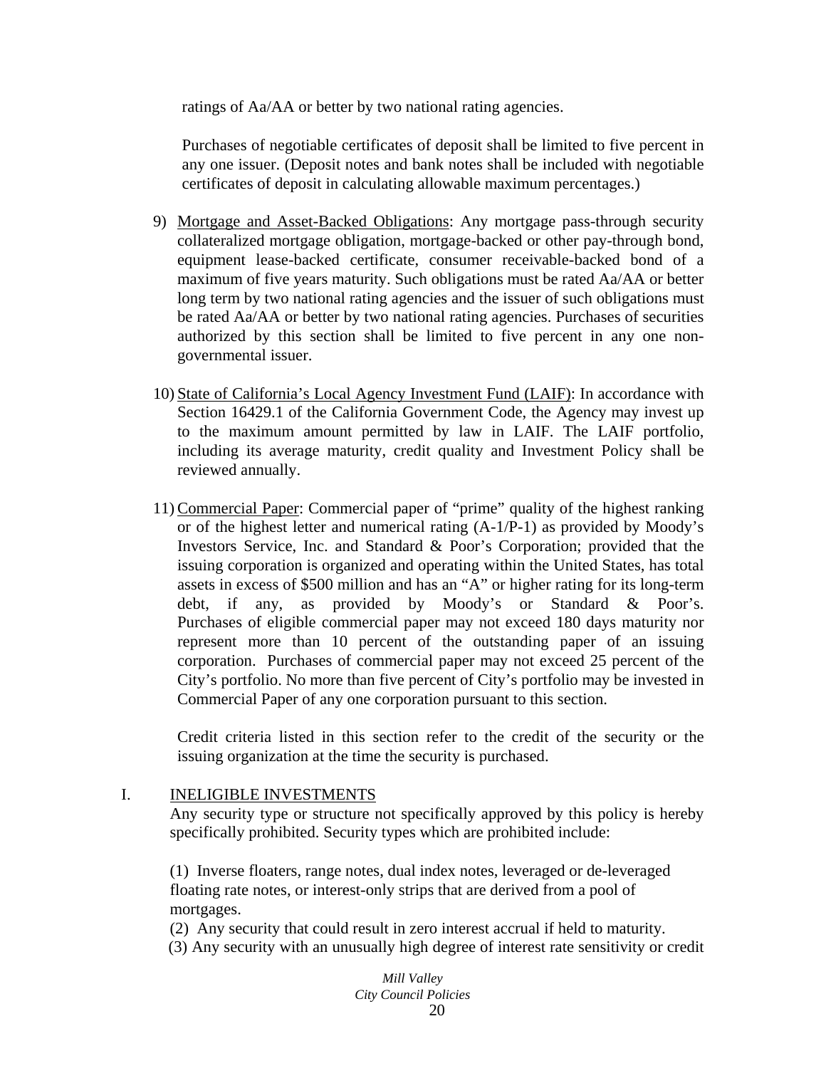ratings of Aa/AA or better by two national rating agencies.

Purchases of negotiable certificates of deposit shall be limited to five percent in any one issuer. (Deposit notes and bank notes shall be included with negotiable certificates of deposit in calculating allowable maximum percentages.)

9) Mortgage and Asset-Backed Obligations: Any mortgage pass-through security collateralized mortgage obligation, mortgage-backed or other pay-through bond, equipment lease-backed certificate, consumer receivable-backed bond of a maximum of five years maturity. Such obligations must be rated Aa/AA or better long term by two national rating agencies and the issuer of such obligations must be rated Aa/AA or better by two national rating agencies. Purchases of securities authorized by this section shall be limited to five percent in any one non-governmental issuer.

10) State of California's Local Agency Investment Fund (LAIF): In accordance with Section 16429.1 of the California Government Code, the Agency may invest up to the maximum amount permitted by law in LAIF. The LAIF portfolio, including its average maturity, credit quality and Investment Policy shall be reviewed annually.

11) Commercial Paper: Commercial paper of "prime" quality of the highest ranking or of the highest letter and numerical rating (A-1/P-1) as provided by Moody's Investors Service, Inc. and Standard & Poor's Corporation; provided that the issuing corporation is organized and operating within the United States, has total assets in excess of $500 million and has an "A" or higher rating for its long-term debt, if any, as provided by Moody's or Standard & Poor's. Purchases of eligible commercial paper may not exceed 180 days maturity nor represent more than 10 percent of the outstanding paper of an issuing corporation. Purchases of commercial paper may not exceed 25 percent of the City's portfolio. No more than five percent of City's portfolio may be invested in Commercial Paper of any one corporation pursuant to this section.

Credit criteria listed in this section refer to the credit of the security or the issuing organization at the time the security is purchased.

## I. INELIGIBLE INVESTMENTS

Any security type or structure not specifically approved by this policy is hereby specifically prohibited. Security types which are prohibited include:

(1) Inverse floaters, range notes, dual index notes, leveraged or de-leveraged floating rate notes, or interest-only strips that are derived from a pool of mortgages.

(2) Any security that could result in zero interest accrual if held to maturity.

(3) Any security with an unusually high degree of interest rate sensitivity or credit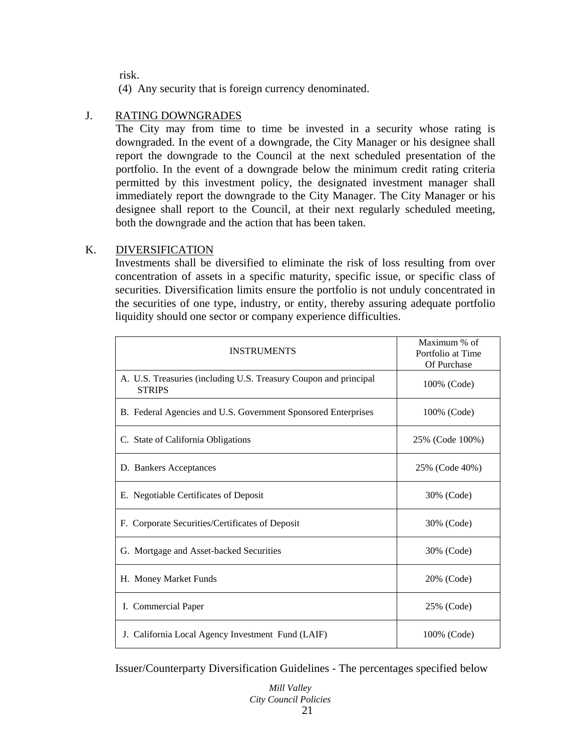risk.

(4) Any security that is foreign currency denominated.

J. RATING DOWNGRADES

The City may from time to time be invested in a security whose rating is downgraded. In the event of a downgrade, the City Manager or his designee shall report the downgrade to the Council at the next scheduled presentation of the portfolio. In the event of a downgrade below the minimum credit rating criteria permitted by this investment policy, the designated investment manager shall immediately report the downgrade to the City Manager. The City Manager or his designee shall report to the Council, at their next regularly scheduled meeting, both the downgrade and the action that has been taken.

K. DIVERSIFICATION

Investments shall be diversified to eliminate the risk of loss resulting from over concentration of assets in a specific maturity, specific issue, or specific class of securities. Diversification limits ensure the portfolio is not unduly concentrated in the securities of one type, industry, or entity, thereby assuring adequate portfolio liquidity should one sector or company experience difficulties.

| INSTRUMENTS | Maximum % of Portfolio at Time Of Purchase |
|---|---|
| A. U.S. Treasuries (including U.S. Treasury Coupon and principal STRIPS | 100% (Code) |
| B. Federal Agencies and U.S. Government Sponsored Enterprises | 100% (Code) |
| C. State of California Obligations | 25% (Code 100%) |
| D. Bankers Acceptances | 25% (Code 40%) |
| E. Negotiable Certificates of Deposit | 30% (Code) |
| F. Corporate Securities/Certificates of Deposit | 30% (Code) |
| G. Mortgage and Asset-backed Securities | 30% (Code) |
| H. Money Market Funds | 20% (Code) |
| I. Commercial Paper | 25% (Code) |
| J. California Local Agency Investment Fund (LAIF) | 100% (Code) |

Issuer/Counterparty Diversification Guidelines - The percentages specified below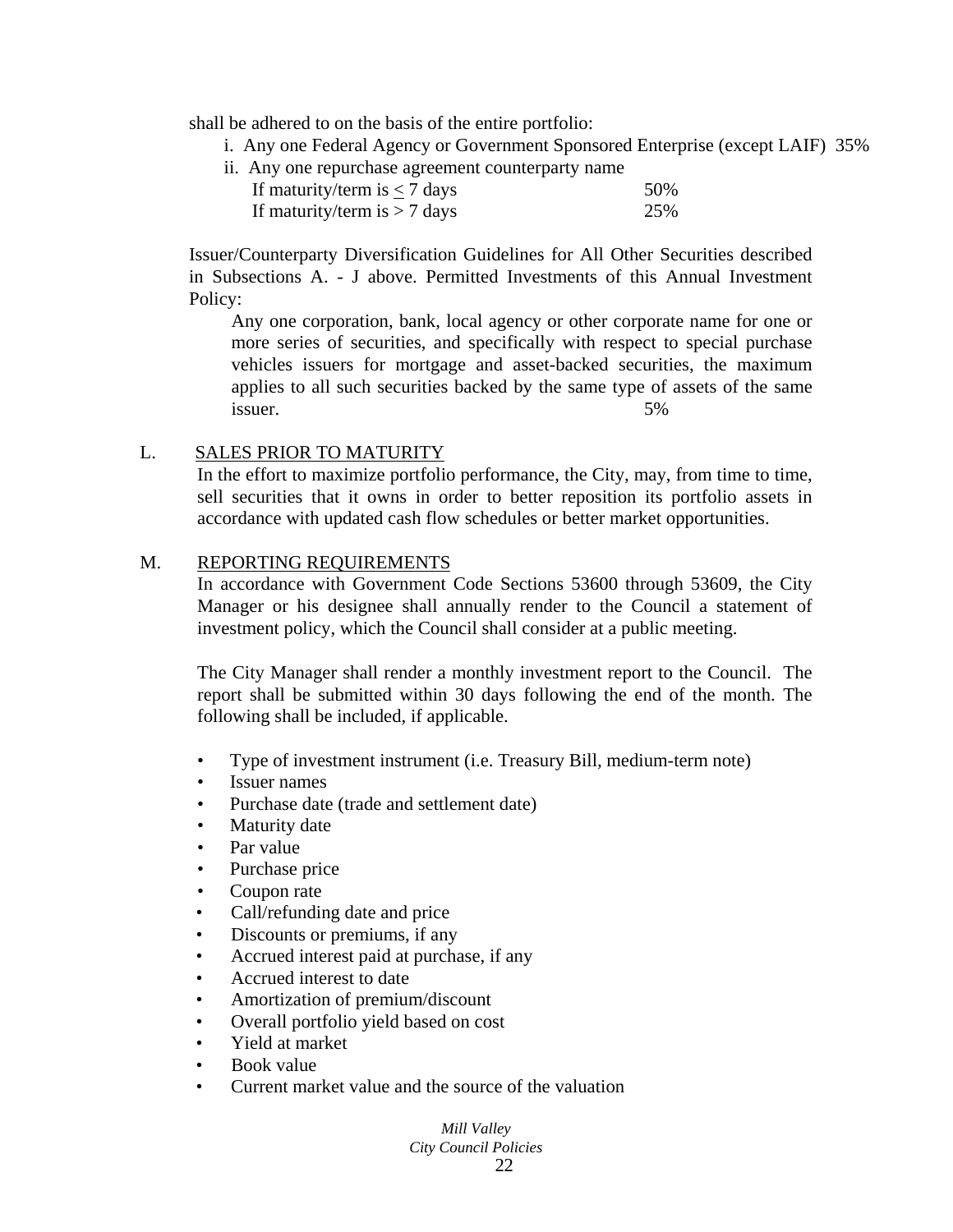shall be adhered to on the basis of the entire portfolio:

i. Any one Federal Agency or Government Sponsored Enterprise (except LAIF) 35%

ii. Any one repurchase agreement counterparty name

| | |
|---|---|
| If maturity/term is ≤ 7 days | 50% |
| If maturity/term is > 7 days | 25% |

Issuer/Counterparty Diversification Guidelines for All Other Securities described in Subsections A. - J above. Permitted Investments of this Annual Investment Policy:

> Any one corporation, bank, local agency or other corporate name for one or more series of securities, and specifically with respect to special purchase vehicles issuers for mortgage and asset-backed securities, the maximum applies to all such securities backed by the same type of assets of the same issuer. 5%

L. <u>SALES PRIOR TO MATURITY</u>

In the effort to maximize portfolio performance, the City, may, from time to time, sell securities that it owns in order to better reposition its portfolio assets in accordance with updated cash flow schedules or better market opportunities.

M. <u>REPORTING REQUIREMENTS</u>

In accordance with Government Code Sections 53600 through 53609, the City Manager or his designee shall annually render to the Council a statement of investment policy, which the Council shall consider at a public meeting.

The City Manager shall render a monthly investment report to the Council. The report shall be submitted within 30 days following the end of the month. The following shall be included, if applicable.

- Type of investment instrument (i.e. Treasury Bill, medium-term note)
- Issuer names
- Purchase date (trade and settlement date)
- Maturity date
- Par value
- Purchase price
- Coupon rate
- Call/refunding date and price
- Discounts or premiums, if any
- Accrued interest paid at purchase, if any
- Accrued interest to date
- Amortization of premium/discount
- Overall portfolio yield based on cost
- Yield at market
- Book value
- Current market value and the source of the valuation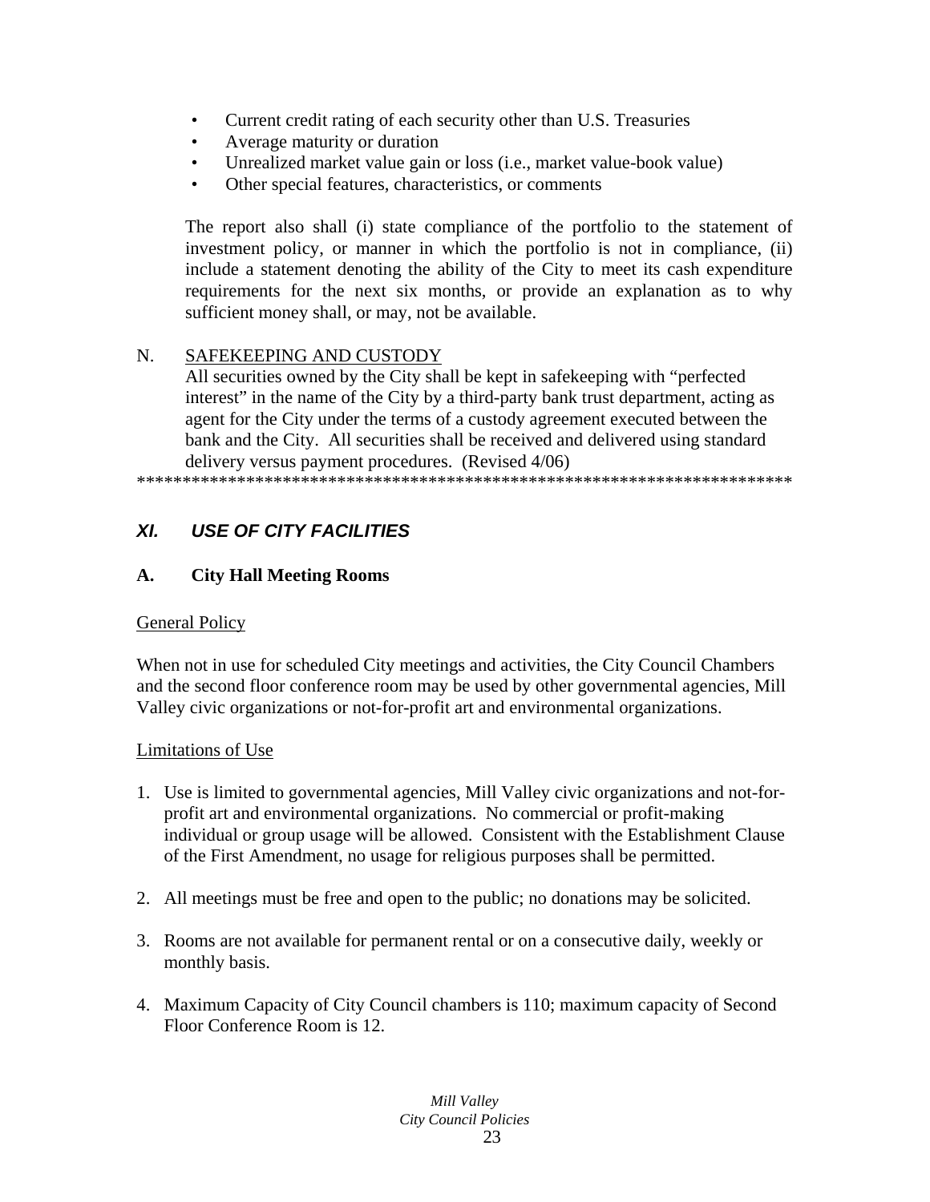- Current credit rating of each security other than U.S. Treasuries
- Average maturity or duration
- Unrealized market value gain or loss (i.e., market value-book value)
- Other special features, characteristics, or comments

The report also shall (i) state compliance of the portfolio to the statement of investment policy, or manner in which the portfolio is not in compliance, (ii) include a statement denoting the ability of the City to meet its cash expenditure requirements for the next six months, or provide an explanation as to why sufficient money shall, or may, not be available.

N. SAFEKEEPING AND CUSTODY

All securities owned by the City shall be kept in safekeeping with "perfected interest" in the name of the City by a third-party bank trust department, acting as agent for the City under the terms of a custody agreement executed between the bank and the City. All securities shall be received and delivered using standard delivery versus payment procedures. (Revised 4/06)

************************************************************************

## *XI. USE OF CITY FACILITIES*

### A. City Hall Meeting Rooms

General Policy

When not in use for scheduled City meetings and activities, the City Council Chambers and the second floor conference room may be used by other governmental agencies, Mill Valley civic organizations or not-for-profit art and environmental organizations.

Limitations of Use

1. Use is limited to governmental agencies, Mill Valley civic organizations and not-for-profit art and environmental organizations. No commercial or profit-making individual or group usage will be allowed. Consistent with the Establishment Clause of the First Amendment, no usage for religious purposes shall be permitted.

2. All meetings must be free and open to the public; no donations may be solicited.

3. Rooms are not available for permanent rental or on a consecutive daily, weekly or monthly basis.

4. Maximum Capacity of City Council chambers is 110; maximum capacity of Second Floor Conference Room is 12.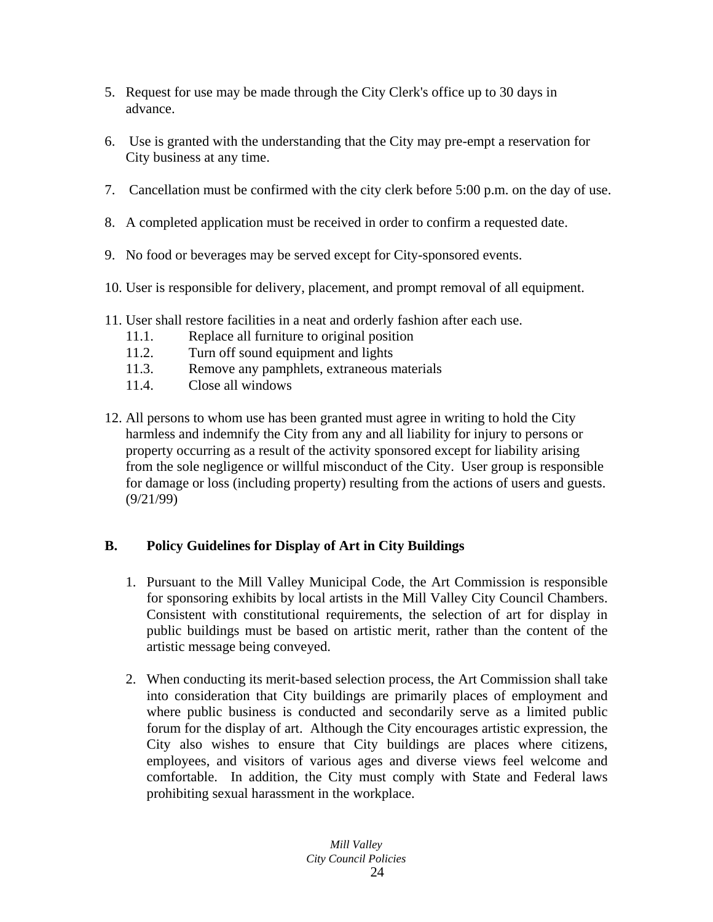5. Request for use may be made through the City Clerk's office up to 30 days in advance.

6. Use is granted with the understanding that the City may pre-empt a reservation for City business at any time.

7. Cancellation must be confirmed with the city clerk before 5:00 p.m. on the day of use.

8. A completed application must be received in order to confirm a requested date.

9. No food or beverages may be served except for City-sponsored events.

10. User is responsible for delivery, placement, and prompt removal of all equipment.

11. User shall restore facilities in a neat and orderly fashion after each use.
    - 11.1. Replace all furniture to original position
    - 11.2. Turn off sound equipment and lights
    - 11.3. Remove any pamphlets, extraneous materials
    - 11.4. Close all windows

12. All persons to whom use has been granted must agree in writing to hold the City harmless and indemnify the City from any and all liability for injury to persons or property occurring as a result of the activity sponsored except for liability arising from the sole negligence or willful misconduct of the City. User group is responsible for damage or loss (including property) resulting from the actions of users and guests. (9/21/99)

## B. Policy Guidelines for Display of Art in City Buildings

1. Pursuant to the Mill Valley Municipal Code, the Art Commission is responsible for sponsoring exhibits by local artists in the Mill Valley City Council Chambers. Consistent with constitutional requirements, the selection of art for display in public buildings must be based on artistic merit, rather than the content of the artistic message being conveyed.

2. When conducting its merit-based selection process, the Art Commission shall take into consideration that City buildings are primarily places of employment and where public business is conducted and secondarily serve as a limited public forum for the display of art. Although the City encourages artistic expression, the City also wishes to ensure that City buildings are places where citizens, employees, and visitors of various ages and diverse views feel welcome and comfortable. In addition, the City must comply with State and Federal laws prohibiting sexual harassment in the workplace.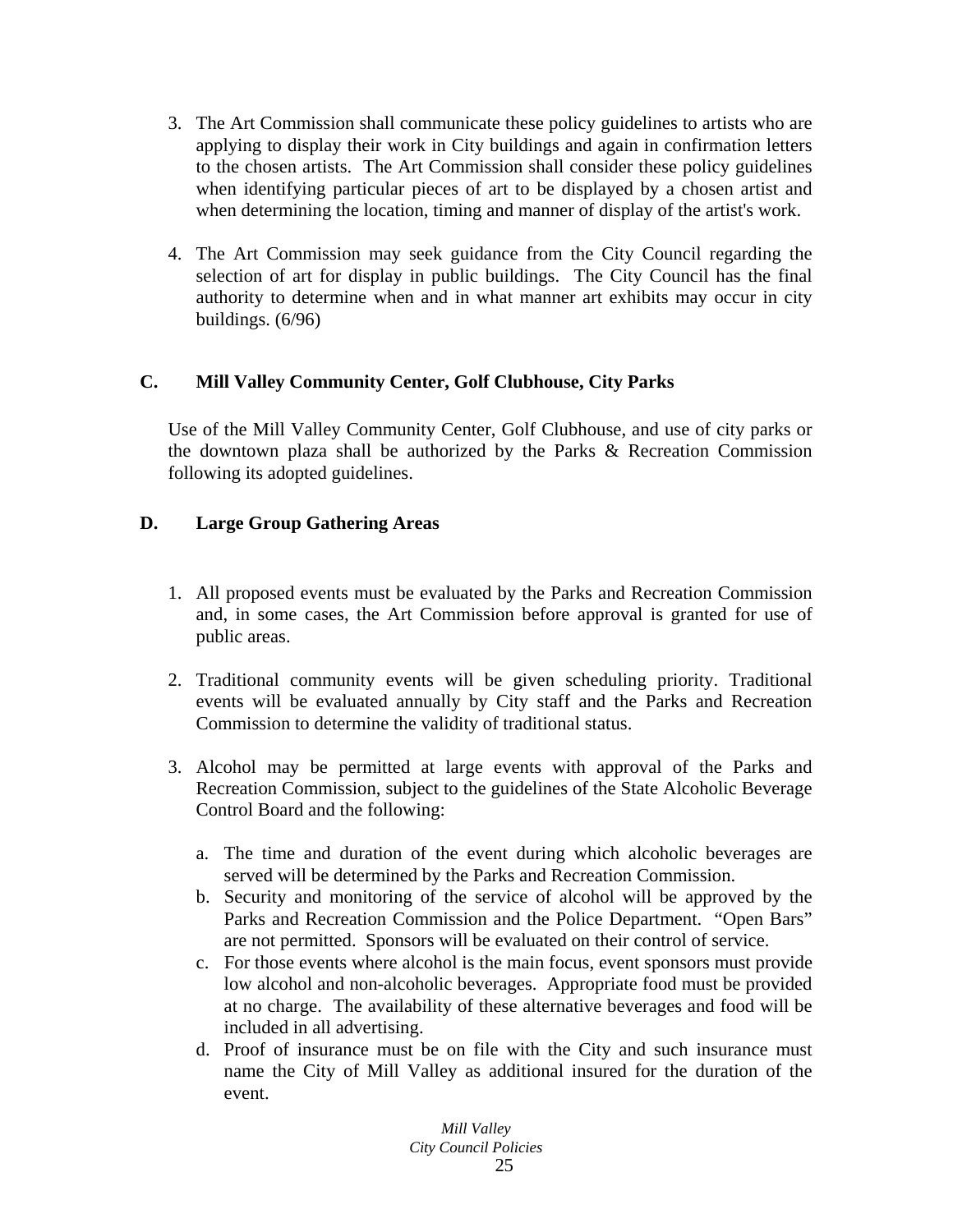3. The Art Commission shall communicate these policy guidelines to artists who are applying to display their work in City buildings and again in confirmation letters to the chosen artists. The Art Commission shall consider these policy guidelines when identifying particular pieces of art to be displayed by a chosen artist and when determining the location, timing and manner of display of the artist's work.

4. The Art Commission may seek guidance from the City Council regarding the selection of art for display in public buildings. The City Council has the final authority to determine when and in what manner art exhibits may occur in city buildings. (6/96)

### C. Mill Valley Community Center, Golf Clubhouse, City Parks

Use of the Mill Valley Community Center, Golf Clubhouse, and use of city parks or the downtown plaza shall be authorized by the Parks & Recreation Commission following its adopted guidelines.

### D. Large Group Gathering Areas

1. All proposed events must be evaluated by the Parks and Recreation Commission and, in some cases, the Art Commission before approval is granted for use of public areas.

2. Traditional community events will be given scheduling priority. Traditional events will be evaluated annually by City staff and the Parks and Recreation Commission to determine the validity of traditional status.

3. Alcohol may be permitted at large events with approval of the Parks and Recreation Commission, subject to the guidelines of the State Alcoholic Beverage Control Board and the following:

   a. The time and duration of the event during which alcoholic beverages are served will be determined by the Parks and Recreation Commission.
   b. Security and monitoring of the service of alcohol will be approved by the Parks and Recreation Commission and the Police Department. "Open Bars" are not permitted. Sponsors will be evaluated on their control of service.
   c. For those events where alcohol is the main focus, event sponsors must provide low alcohol and non-alcoholic beverages. Appropriate food must be provided at no charge. The availability of these alternative beverages and food will be included in all advertising.
   d. Proof of insurance must be on file with the City and such insurance must name the City of Mill Valley as additional insured for the duration of the event.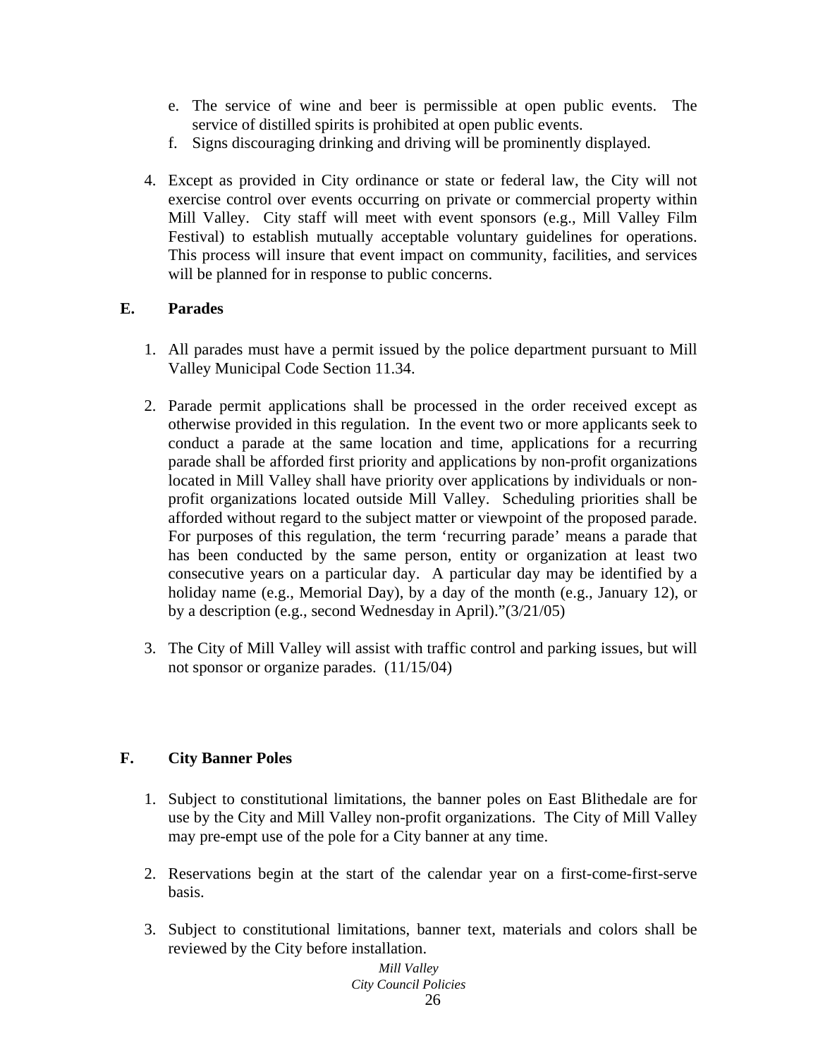e. The service of wine and beer is permissible at open public events. The service of distilled spirits is prohibited at open public events.
f. Signs discouraging drinking and driving will be prominently displayed.

4. Except as provided in City ordinance or state or federal law, the City will not exercise control over events occurring on private or commercial property within Mill Valley. City staff will meet with event sponsors (e.g., Mill Valley Film Festival) to establish mutually acceptable voluntary guidelines for operations. This process will insure that event impact on community, facilities, and services will be planned for in response to public concerns.

## E. Parades

1. All parades must have a permit issued by the police department pursuant to Mill Valley Municipal Code Section 11.34.

2. Parade permit applications shall be processed in the order received except as otherwise provided in this regulation. In the event two or more applicants seek to conduct a parade at the same location and time, applications for a recurring parade shall be afforded first priority and applications by non-profit organizations located in Mill Valley shall have priority over applications by individuals or non-profit organizations located outside Mill Valley. Scheduling priorities shall be afforded without regard to the subject matter or viewpoint of the proposed parade. For purposes of this regulation, the term 'recurring parade' means a parade that has been conducted by the same person, entity or organization at least two consecutive years on a particular day. A particular day may be identified by a holiday name (e.g., Memorial Day), by a day of the month (e.g., January 12), or by a description (e.g., second Wednesday in April)."(3/21/05)

3. The City of Mill Valley will assist with traffic control and parking issues, but will not sponsor or organize parades. (11/15/04)

## F. City Banner Poles

1. Subject to constitutional limitations, the banner poles on East Blithedale are for use by the City and Mill Valley non-profit organizations. The City of Mill Valley may pre-empt use of the pole for a City banner at any time.

2. Reservations begin at the start of the calendar year on a first-come-first-serve basis.

3. Subject to constitutional limitations, banner text, materials and colors shall be reviewed by the City before installation.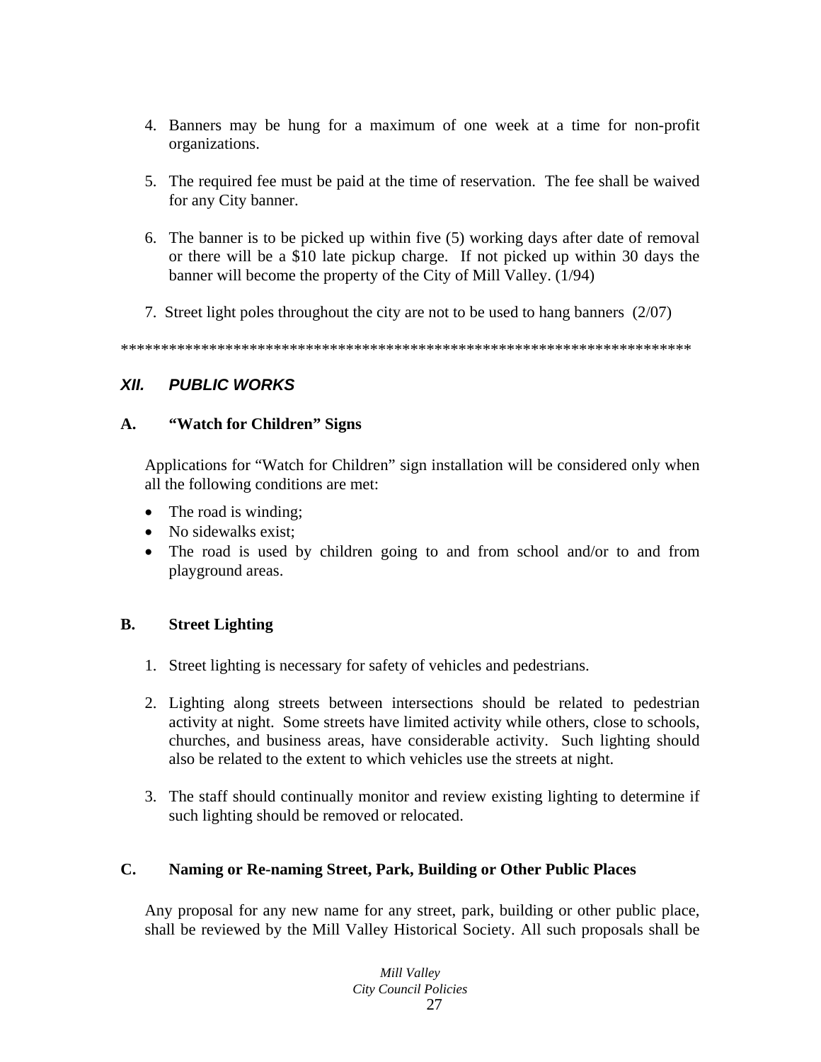4. Banners may be hung for a maximum of one week at a time for non-profit organizations.

5. The required fee must be paid at the time of reservation. The fee shall be waived for any City banner.

6. The banner is to be picked up within five (5) working days after date of removal or there will be a $10 late pickup charge. If not picked up within 30 days the banner will become the property of the City of Mill Valley. (1/94)

7. Street light poles throughout the city are not to be used to hang banners (2/07)

************************************************************************

## *XII. PUBLIC WORKS*

### A. "Watch for Children" Signs

Applications for "Watch for Children" sign installation will be considered only when all the following conditions are met:

- The road is winding;
- No sidewalks exist;
- The road is used by children going to and from school and/or to and from playground areas.

### B. Street Lighting

1. Street lighting is necessary for safety of vehicles and pedestrians.

2. Lighting along streets between intersections should be related to pedestrian activity at night. Some streets have limited activity while others, close to schools, churches, and business areas, have considerable activity. Such lighting should also be related to the extent to which vehicles use the streets at night.

3. The staff should continually monitor and review existing lighting to determine if such lighting should be removed or relocated.

### C. Naming or Re-naming Street, Park, Building or Other Public Places

Any proposal for any new name for any street, park, building or other public place, shall be reviewed by the Mill Valley Historical Society. All such proposals shall be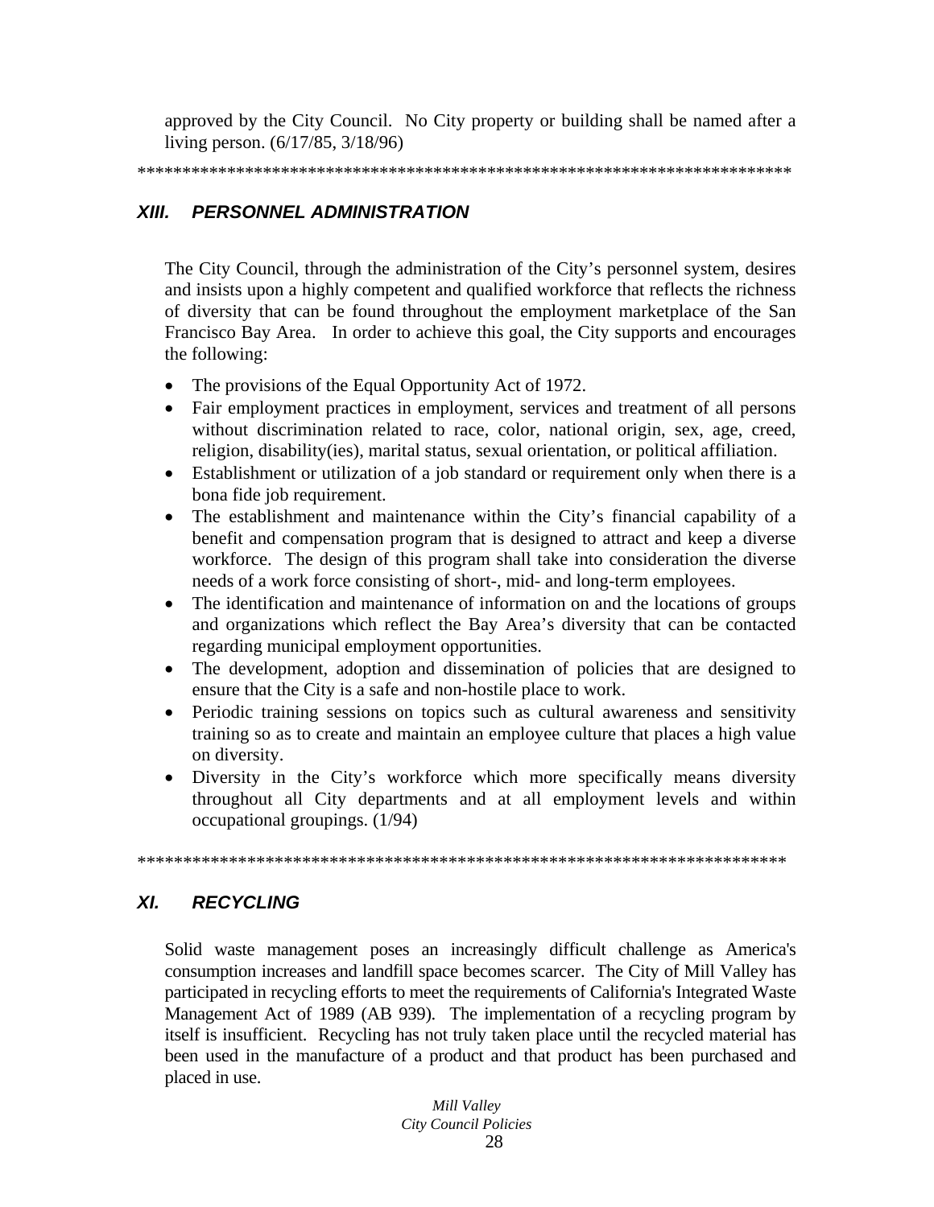approved by the City Council. No City property or building shall be named after a living person. (6/17/85, 3/18/96)

***************************************************************************

## XIII. PERSONNEL ADMINISTRATION

The City Council, through the administration of the City's personnel system, desires and insists upon a highly competent and qualified workforce that reflects the richness of diversity that can be found throughout the employment marketplace of the San Francisco Bay Area. In order to achieve this goal, the City supports and encourages the following:

- The provisions of the Equal Opportunity Act of 1972.
- Fair employment practices in employment, services and treatment of all persons without discrimination related to race, color, national origin, sex, age, creed, religion, disability(ies), marital status, sexual orientation, or political affiliation.
- Establishment or utilization of a job standard or requirement only when there is a bona fide job requirement.
- The establishment and maintenance within the City's financial capability of a benefit and compensation program that is designed to attract and keep a diverse workforce. The design of this program shall take into consideration the diverse needs of a work force consisting of short-, mid- and long-term employees.
- The identification and maintenance of information on and the locations of groups and organizations which reflect the Bay Area's diversity that can be contacted regarding municipal employment opportunities.
- The development, adoption and dissemination of policies that are designed to ensure that the City is a safe and non-hostile place to work.
- Periodic training sessions on topics such as cultural awareness and sensitivity training so as to create and maintain an employee culture that places a high value on diversity.
- Diversity in the City's workforce which more specifically means diversity throughout all City departments and at all employment levels and within occupational groupings. (1/94)

***************************************************************************

## XI. RECYCLING

Solid waste management poses an increasingly difficult challenge as America's consumption increases and landfill space becomes scarcer. The City of Mill Valley has participated in recycling efforts to meet the requirements of California's Integrated Waste Management Act of 1989 (AB 939). The implementation of a recycling program by itself is insufficient. Recycling has not truly taken place until the recycled material has been used in the manufacture of a product and that product has been purchased and placed in use.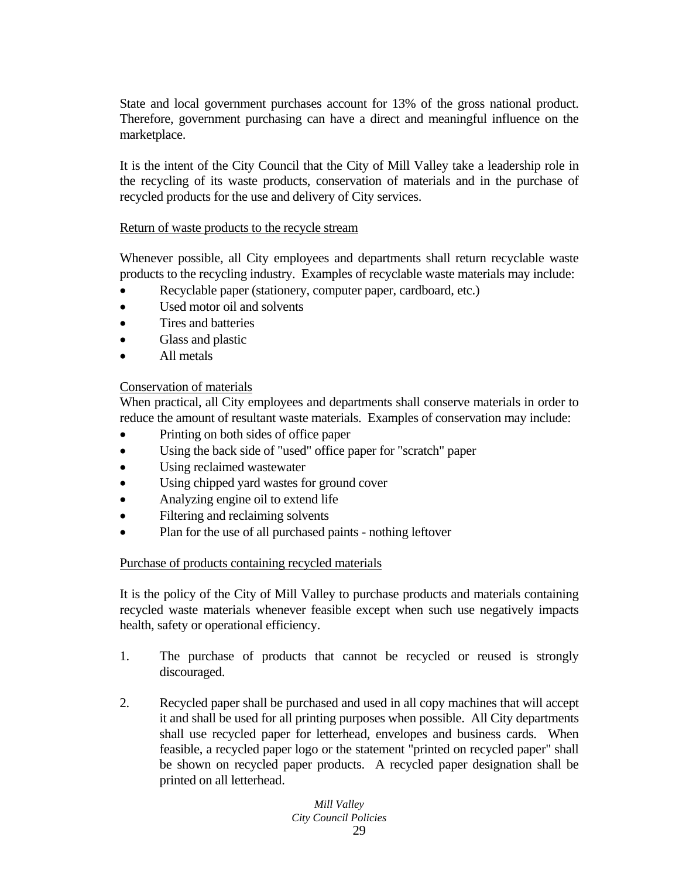State and local government purchases account for 13% of the gross national product. Therefore, government purchasing can have a direct and meaningful influence on the marketplace.

It is the intent of the City Council that the City of Mill Valley take a leadership role in the recycling of its waste products, conservation of materials and in the purchase of recycled products for the use and delivery of City services.

<u>Return of waste products to the recycle stream</u>

Whenever possible, all City employees and departments shall return recyclable waste products to the recycling industry. Examples of recyclable waste materials may include:

- Recyclable paper (stationery, computer paper, cardboard, etc.)
- Used motor oil and solvents
- Tires and batteries
- Glass and plastic
- All metals

<u>Conservation of materials</u>

When practical, all City employees and departments shall conserve materials in order to reduce the amount of resultant waste materials. Examples of conservation may include:

- Printing on both sides of office paper
- Using the back side of "used" office paper for "scratch" paper
- Using reclaimed wastewater
- Using chipped yard wastes for ground cover
- Analyzing engine oil to extend life
- Filtering and reclaiming solvents
- Plan for the use of all purchased paints - nothing leftover

<u>Purchase of products containing recycled materials</u>

It is the policy of the City of Mill Valley to purchase products and materials containing recycled waste materials whenever feasible except when such use negatively impacts health, safety or operational efficiency.

1. The purchase of products that cannot be recycled or reused is strongly discouraged.

2. Recycled paper shall be purchased and used in all copy machines that will accept it and shall be used for all printing purposes when possible. All City departments shall use recycled paper for letterhead, envelopes and business cards. When feasible, a recycled paper logo or the statement "printed on recycled paper" shall be shown on recycled paper products. A recycled paper designation shall be printed on all letterhead.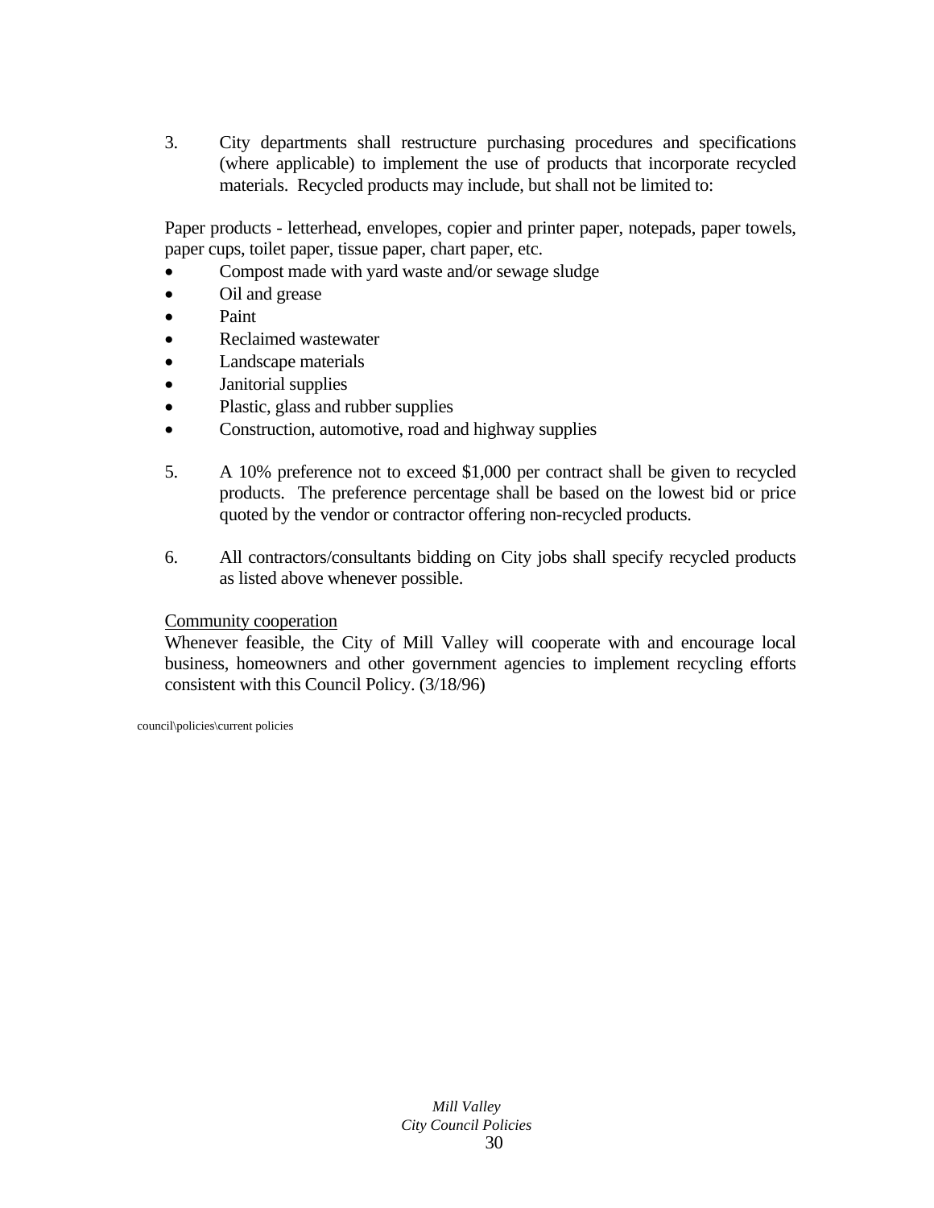3. City departments shall restructure purchasing procedures and specifications (where applicable) to implement the use of products that incorporate recycled materials. Recycled products may include, but shall not be limited to:

Paper products - letterhead, envelopes, copier and printer paper, notepads, paper towels, paper cups, toilet paper, tissue paper, chart paper, etc.

- Compost made with yard waste and/or sewage sludge
- Oil and grease
- Paint
- Reclaimed wastewater
- Landscape materials
- Janitorial supplies
- Plastic, glass and rubber supplies
- Construction, automotive, road and highway supplies

5. A 10% preference not to exceed $1,000 per contract shall be given to recycled products. The preference percentage shall be based on the lowest bid or price quoted by the vendor or contractor offering non-recycled products.

6. All contractors/consultants bidding on City jobs shall specify recycled products as listed above whenever possible.

<u>Community cooperation</u>

Whenever feasible, the City of Mill Valley will cooperate with and encourage local business, homeowners and other government agencies to implement recycling efforts consistent with this Council Policy. (3/18/96)

council\policies\current policies